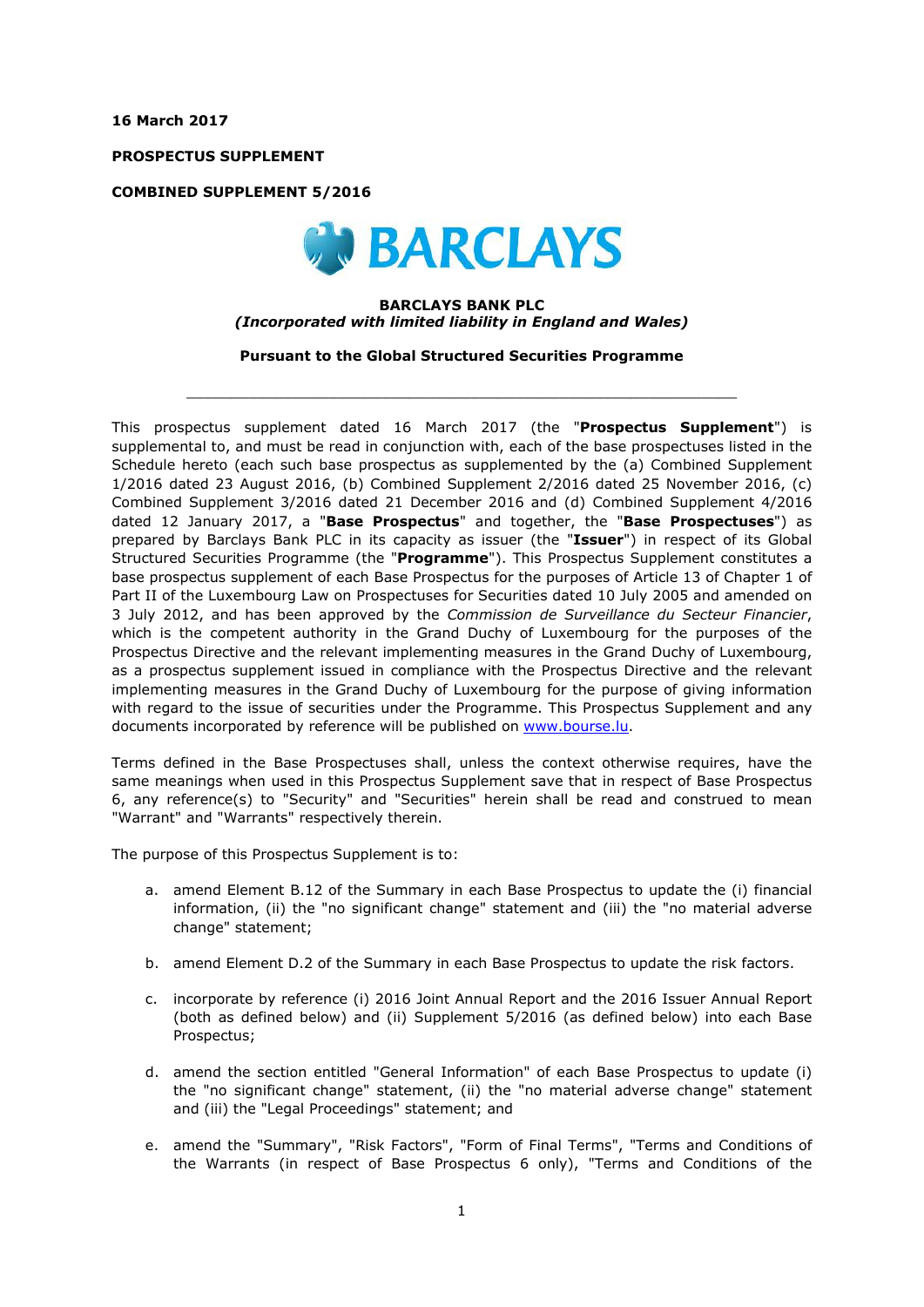**16 March 2017**

**PROSPECTUS SUPPLEMENT**

**COMBINED SUPPLEMENT 5/2016**

**BARCLAYS BANK PLC**
***(Incorporated with limited liability in England and Wales)***

**Pursuant to the Global Structured Securities Programme**

---

This prospectus supplement dated 16 March 2017 (the "**Prospectus Supplement**") is supplemental to, and must be read in conjunction with, each of the base prospectuses listed in the Schedule hereto (each such base prospectus as supplemented by the (a) Combined Supplement 1/2016 dated 23 August 2016, (b) Combined Supplement 2/2016 dated 25 November 2016, (c) Combined Supplement 3/2016 dated 21 December 2016 and (d) Combined Supplement 4/2016 dated 12 January 2017, a "**Base Prospectus**" and together, the "**Base Prospectuses**") as prepared by Barclays Bank PLC in its capacity as issuer (the "**Issuer**") in respect of its Global Structured Securities Programme (the "**Programme**"). This Prospectus Supplement constitutes a base prospectus supplement of each Base Prospectus for the purposes of Article 13 of Chapter 1 of Part II of the Luxembourg Law on Prospectuses for Securities dated 10 July 2005 and amended on 3 July 2012, and has been approved by the *Commission de Surveillance du Secteur Financier*, which is the competent authority in the Grand Duchy of Luxembourg for the purposes of the Prospectus Directive and the relevant implementing measures in the Grand Duchy of Luxembourg, as a prospectus supplement issued in compliance with the Prospectus Directive and the relevant implementing measures in the Grand Duchy of Luxembourg for the purpose of giving information with regard to the issue of securities under the Programme. This Prospectus Supplement and any documents incorporated by reference will be published on www.bourse.lu.

Terms defined in the Base Prospectuses shall, unless the context otherwise requires, have the same meanings when used in this Prospectus Supplement save that in respect of Base Prospectus 6, any reference(s) to "Security" and "Securities" herein shall be read and construed to mean "Warrant" and "Warrants" respectively therein.

The purpose of this Prospectus Supplement is to:

a. amend Element B.12 of the Summary in each Base Prospectus to update the (i) financial information, (ii) the "no significant change" statement and (iii) the "no material adverse change" statement;

b. amend Element D.2 of the Summary in each Base Prospectus to update the risk factors.

c. incorporate by reference (i) 2016 Joint Annual Report and the 2016 Issuer Annual Report (both as defined below) and (ii) Supplement 5/2016 (as defined below) into each Base Prospectus;

d. amend the section entitled "General Information" of each Base Prospectus to update (i) the "no significant change" statement, (ii) the "no material adverse change" statement and (iii) the "Legal Proceedings" statement; and

e. amend the "Summary", "Risk Factors", "Form of Final Terms", "Terms and Conditions of the Warrants (in respect of Base Prospectus 6 only), "Terms and Conditions of the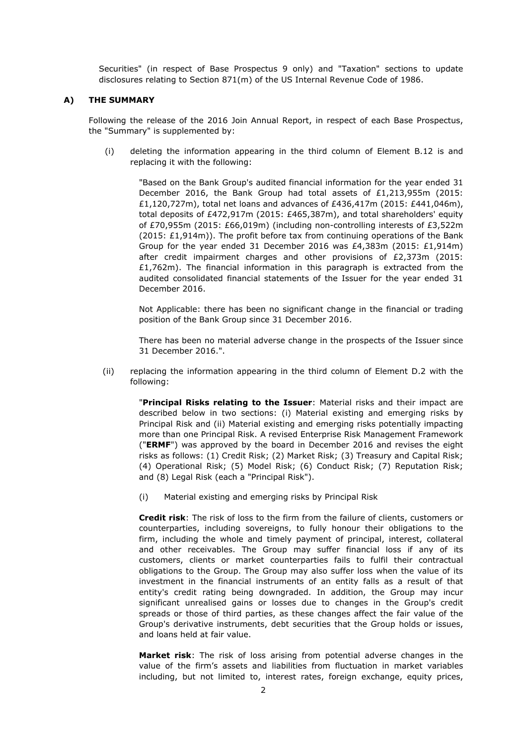Securities" (in respect of Base Prospectus 9 only) and "Taxation" sections to update disclosures relating to Section 871(m) of the US Internal Revenue Code of 1986.

## A) THE SUMMARY

Following the release of the 2016 Join Annual Report, in respect of each Base Prospectus, the "Summary" is supplemented by:

(i) deleting the information appearing in the third column of Element B.12 is and replacing it with the following:

> "Based on the Bank Group's audited financial information for the year ended 31 December 2016, the Bank Group had total assets of £1,213,955m (2015: £1,120,727m), total net loans and advances of £436,417m (2015: £441,046m), total deposits of £472,917m (2015: £465,387m), and total shareholders' equity of £70,955m (2015: £66,019m) (including non-controlling interests of £3,522m (2015: £1,914m)). The profit before tax from continuing operations of the Bank Group for the year ended 31 December 2016 was £4,383m (2015: £1,914m) after credit impairment charges and other provisions of £2,373m (2015: £1,762m). The financial information in this paragraph is extracted from the audited consolidated financial statements of the Issuer for the year ended 31 December 2016.
>
> Not Applicable: there has been no significant change in the financial or trading position of the Bank Group since 31 December 2016.
>
> There has been no material adverse change in the prospects of the Issuer since 31 December 2016.".

(ii) replacing the information appearing in the third column of Element D.2 with the following:

> "**Principal Risks relating to the Issuer**: Material risks and their impact are described below in two sections: (i) Material existing and emerging risks by Principal Risk and (ii) Material existing and emerging risks potentially impacting more than one Principal Risk. A revised Enterprise Risk Management Framework ("**ERMF**") was approved by the board in December 2016 and revises the eight risks as follows: (1) Credit Risk; (2) Market Risk; (3) Treasury and Capital Risk; (4) Operational Risk; (5) Model Risk; (6) Conduct Risk; (7) Reputation Risk; and (8) Legal Risk (each a "Principal Risk").
>
> (i) Material existing and emerging risks by Principal Risk
>
> **Credit risk**: The risk of loss to the firm from the failure of clients, customers or counterparties, including sovereigns, to fully honour their obligations to the firm, including the whole and timely payment of principal, interest, collateral and other receivables. The Group may suffer financial loss if any of its customers, clients or market counterparties fails to fulfil their contractual obligations to the Group. The Group may also suffer loss when the value of its investment in the financial instruments of an entity falls as a result of that entity's credit rating being downgraded. In addition, the Group may incur significant unrealised gains or losses due to changes in the Group's credit spreads or those of third parties, as these changes affect the fair value of the Group's derivative instruments, debt securities that the Group holds or issues, and loans held at fair value.
>
> **Market risk**: The risk of loss arising from potential adverse changes in the value of the firm's assets and liabilities from fluctuation in market variables including, but not limited to, interest rates, foreign exchange, equity prices,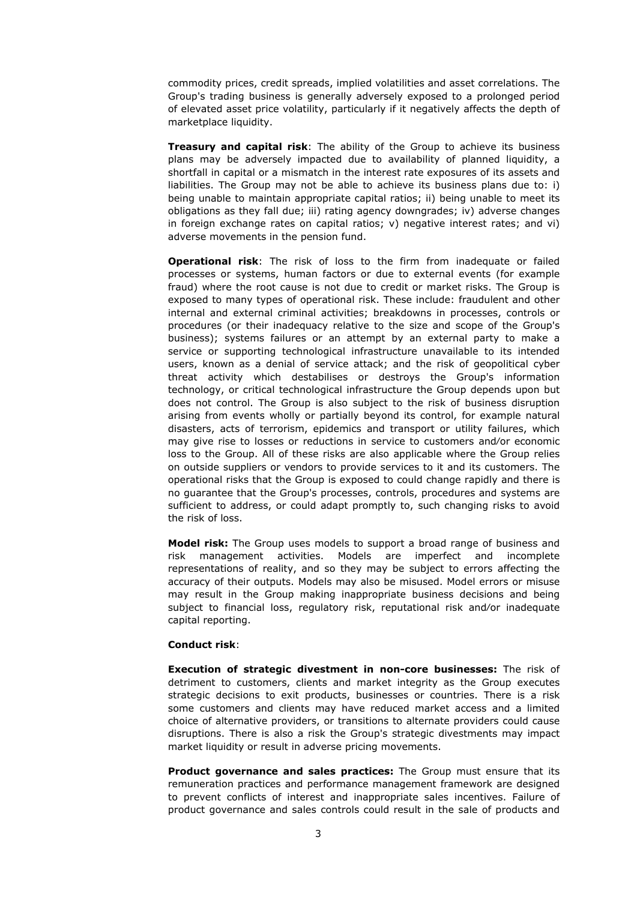commodity prices, credit spreads, implied volatilities and asset correlations. The Group's trading business is generally adversely exposed to a prolonged period of elevated asset price volatility, particularly if it negatively affects the depth of marketplace liquidity.

**Treasury and capital risk**: The ability of the Group to achieve its business plans may be adversely impacted due to availability of planned liquidity, a shortfall in capital or a mismatch in the interest rate exposures of its assets and liabilities. The Group may not be able to achieve its business plans due to: i) being unable to maintain appropriate capital ratios; ii) being unable to meet its obligations as they fall due; iii) rating agency downgrades; iv) adverse changes in foreign exchange rates on capital ratios; v) negative interest rates; and vi) adverse movements in the pension fund.

**Operational risk**: The risk of loss to the firm from inadequate or failed processes or systems, human factors or due to external events (for example fraud) where the root cause is not due to credit or market risks. The Group is exposed to many types of operational risk. These include: fraudulent and other internal and external criminal activities; breakdowns in processes, controls or procedures (or their inadequacy relative to the size and scope of the Group's business); systems failures or an attempt by an external party to make a service or supporting technological infrastructure unavailable to its intended users, known as a denial of service attack; and the risk of geopolitical cyber threat activity which destabilises or destroys the Group's information technology, or critical technological infrastructure the Group depends upon but does not control. The Group is also subject to the risk of business disruption arising from events wholly or partially beyond its control, for example natural disasters, acts of terrorism, epidemics and transport or utility failures, which may give rise to losses or reductions in service to customers and/or economic loss to the Group. All of these risks are also applicable where the Group relies on outside suppliers or vendors to provide services to it and its customers. The operational risks that the Group is exposed to could change rapidly and there is no guarantee that the Group's processes, controls, procedures and systems are sufficient to address, or could adapt promptly to, such changing risks to avoid the risk of loss.

**Model risk:** The Group uses models to support a broad range of business and risk management activities. Models are imperfect and incomplete representations of reality, and so they may be subject to errors affecting the accuracy of their outputs. Models may also be misused. Model errors or misuse may result in the Group making inappropriate business decisions and being subject to financial loss, regulatory risk, reputational risk and/or inadequate capital reporting.

**Conduct risk**:

**Execution of strategic divestment in non-core businesses:** The risk of detriment to customers, clients and market integrity as the Group executes strategic decisions to exit products, businesses or countries. There is a risk some customers and clients may have reduced market access and a limited choice of alternative providers, or transitions to alternate providers could cause disruptions. There is also a risk the Group's strategic divestments may impact market liquidity or result in adverse pricing movements.

**Product governance and sales practices:** The Group must ensure that its remuneration practices and performance management framework are designed to prevent conflicts of interest and inappropriate sales incentives. Failure of product governance and sales controls could result in the sale of products and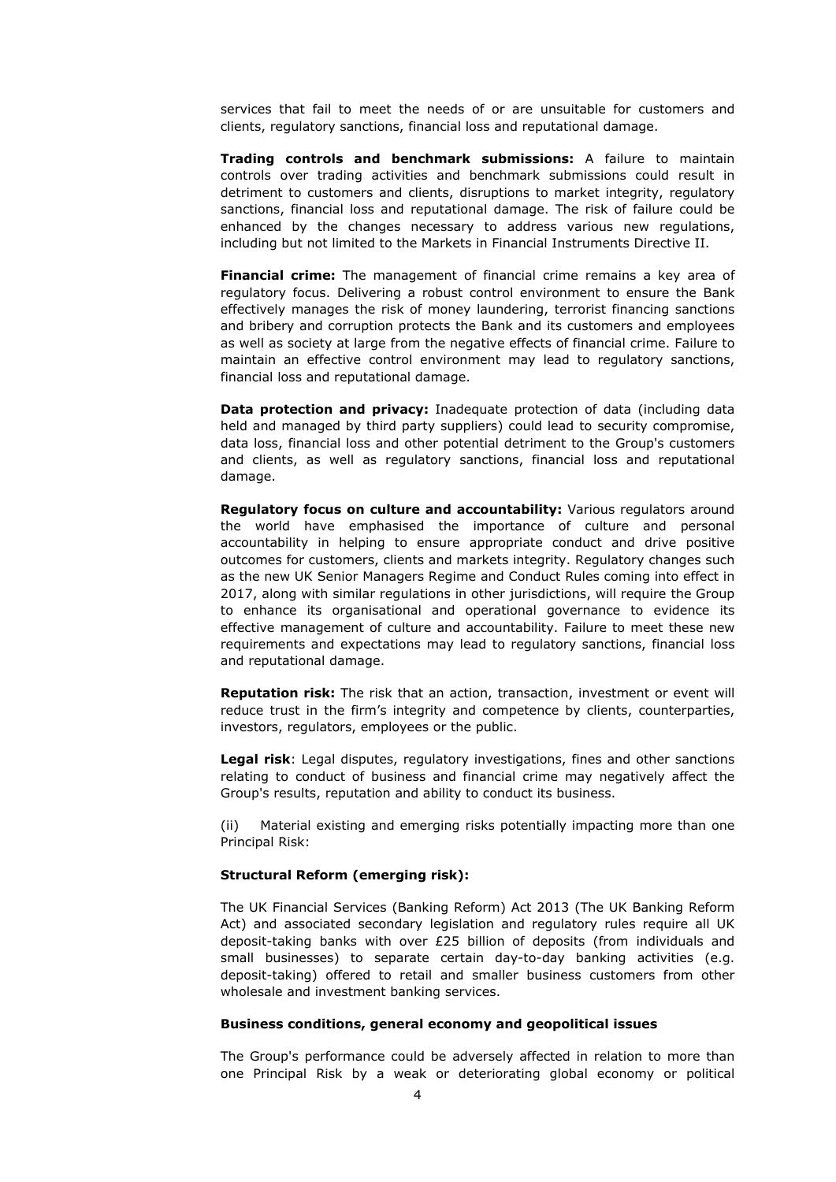services that fail to meet the needs of or are unsuitable for customers and clients, regulatory sanctions, financial loss and reputational damage.

**Trading controls and benchmark submissions:** A failure to maintain controls over trading activities and benchmark submissions could result in detriment to customers and clients, disruptions to market integrity, regulatory sanctions, financial loss and reputational damage. The risk of failure could be enhanced by the changes necessary to address various new regulations, including but not limited to the Markets in Financial Instruments Directive II.

**Financial crime:** The management of financial crime remains a key area of regulatory focus. Delivering a robust control environment to ensure the Bank effectively manages the risk of money laundering, terrorist financing sanctions and bribery and corruption protects the Bank and its customers and employees as well as society at large from the negative effects of financial crime. Failure to maintain an effective control environment may lead to regulatory sanctions, financial loss and reputational damage.

**Data protection and privacy:** Inadequate protection of data (including data held and managed by third party suppliers) could lead to security compromise, data loss, financial loss and other potential detriment to the Group's customers and clients, as well as regulatory sanctions, financial loss and reputational damage.

**Regulatory focus on culture and accountability:** Various regulators around the world have emphasised the importance of culture and personal accountability in helping to ensure appropriate conduct and drive positive outcomes for customers, clients and markets integrity. Regulatory changes such as the new UK Senior Managers Regime and Conduct Rules coming into effect in 2017, along with similar regulations in other jurisdictions, will require the Group to enhance its organisational and operational governance to evidence its effective management of culture and accountability. Failure to meet these new requirements and expectations may lead to regulatory sanctions, financial loss and reputational damage.

**Reputation risk:** The risk that an action, transaction, investment or event will reduce trust in the firm's integrity and competence by clients, counterparties, investors, regulators, employees or the public.

**Legal risk**: Legal disputes, regulatory investigations, fines and other sanctions relating to conduct of business and financial crime may negatively affect the Group's results, reputation and ability to conduct its business.

(ii) Material existing and emerging risks potentially impacting more than one Principal Risk:

**Structural Reform (emerging risk):**

The UK Financial Services (Banking Reform) Act 2013 (The UK Banking Reform Act) and associated secondary legislation and regulatory rules require all UK deposit-taking banks with over £25 billion of deposits (from individuals and small businesses) to separate certain day-to-day banking activities (e.g. deposit-taking) offered to retail and smaller business customers from other wholesale and investment banking services.

**Business conditions, general economy and geopolitical issues**

The Group's performance could be adversely affected in relation to more than one Principal Risk by a weak or deteriorating global economy or political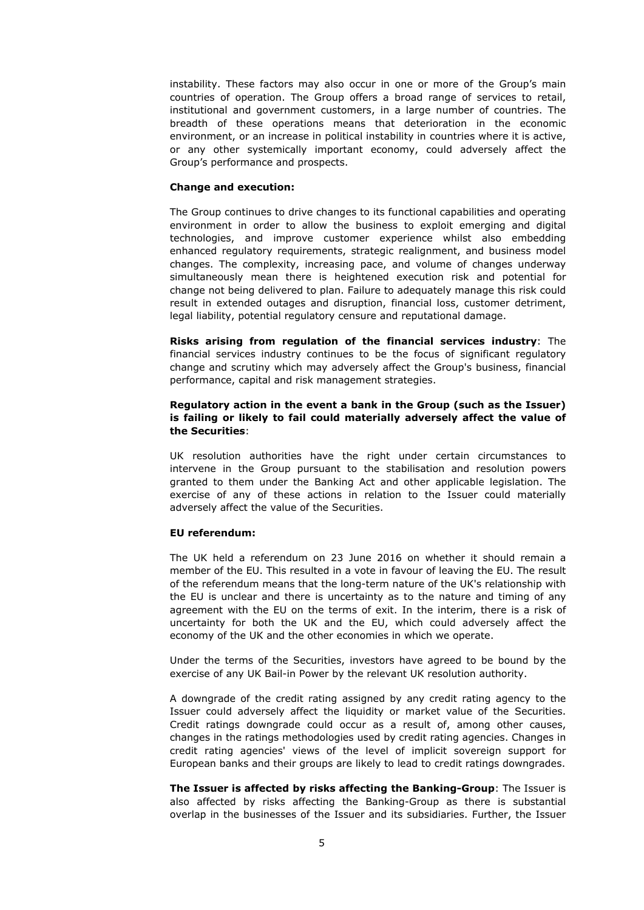instability. These factors may also occur in one or more of the Group's main countries of operation. The Group offers a broad range of services to retail, institutional and government customers, in a large number of countries. The breadth of these operations means that deterioration in the economic environment, or an increase in political instability in countries where it is active, or any other systemically important economy, could adversely affect the Group's performance and prospects.

**Change and execution:**

The Group continues to drive changes to its functional capabilities and operating environment in order to allow the business to exploit emerging and digital technologies, and improve customer experience whilst also embedding enhanced regulatory requirements, strategic realignment, and business model changes. The complexity, increasing pace, and volume of changes underway simultaneously mean there is heightened execution risk and potential for change not being delivered to plan. Failure to adequately manage this risk could result in extended outages and disruption, financial loss, customer detriment, legal liability, potential regulatory censure and reputational damage.

**Risks arising from regulation of the financial services industry**: The financial services industry continues to be the focus of significant regulatory change and scrutiny which may adversely affect the Group's business, financial performance, capital and risk management strategies.

**Regulatory action in the event a bank in the Group (such as the Issuer) is failing or likely to fail could materially adversely affect the value of the Securities**:

UK resolution authorities have the right under certain circumstances to intervene in the Group pursuant to the stabilisation and resolution powers granted to them under the Banking Act and other applicable legislation. The exercise of any of these actions in relation to the Issuer could materially adversely affect the value of the Securities.

**EU referendum:**

The UK held a referendum on 23 June 2016 on whether it should remain a member of the EU. This resulted in a vote in favour of leaving the EU. The result of the referendum means that the long-term nature of the UK's relationship with the EU is unclear and there is uncertainty as to the nature and timing of any agreement with the EU on the terms of exit. In the interim, there is a risk of uncertainty for both the UK and the EU, which could adversely affect the economy of the UK and the other economies in which we operate.

Under the terms of the Securities, investors have agreed to be bound by the exercise of any UK Bail-in Power by the relevant UK resolution authority.

A downgrade of the credit rating assigned by any credit rating agency to the Issuer could adversely affect the liquidity or market value of the Securities. Credit ratings downgrade could occur as a result of, among other causes, changes in the ratings methodologies used by credit rating agencies. Changes in credit rating agencies' views of the level of implicit sovereign support for European banks and their groups are likely to lead to credit ratings downgrades.

**The Issuer is affected by risks affecting the Banking-Group**: The Issuer is also affected by risks affecting the Banking-Group as there is substantial overlap in the businesses of the Issuer and its subsidiaries. Further, the Issuer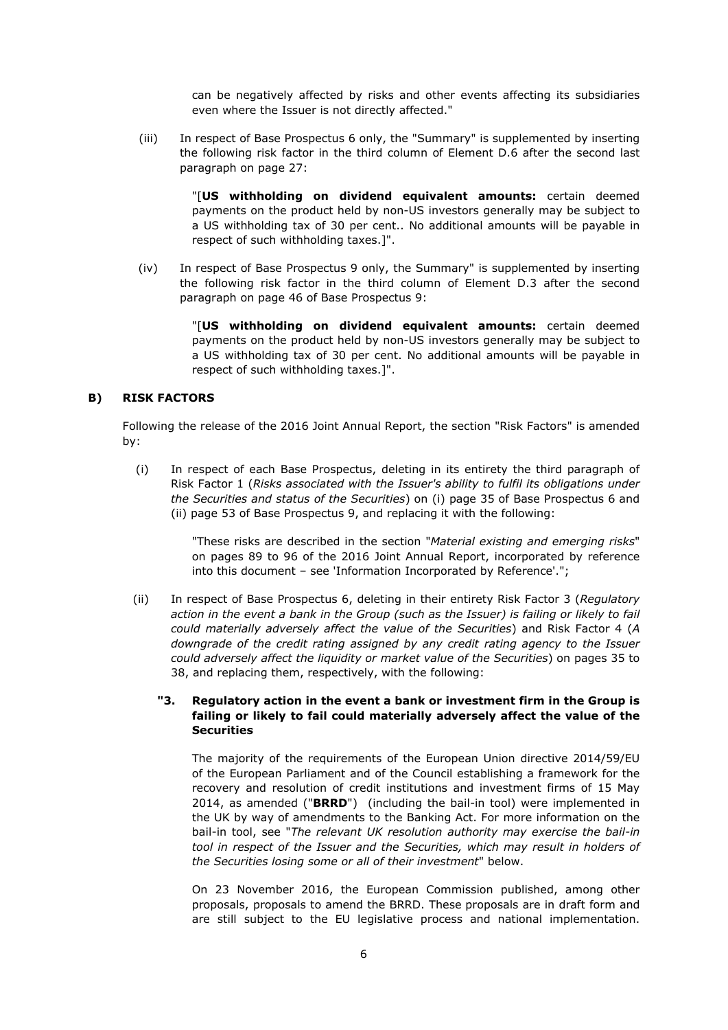can be negatively affected by risks and other events affecting its subsidiaries even where the Issuer is not directly affected."

(iii) In respect of Base Prospectus 6 only, the "Summary" is supplemented by inserting the following risk factor in the third column of Element D.6 after the second last paragraph on page 27:

"[**US withholding on dividend equivalent amounts:** certain deemed payments on the product held by non-US investors generally may be subject to a US withholding tax of 30 per cent.. No additional amounts will be payable in respect of such withholding taxes.]".

(iv) In respect of Base Prospectus 9 only, the Summary" is supplemented by inserting the following risk factor in the third column of Element D.3 after the second paragraph on page 46 of Base Prospectus 9:

"[**US withholding on dividend equivalent amounts:** certain deemed payments on the product held by non-US investors generally may be subject to a US withholding tax of 30 per cent. No additional amounts will be payable in respect of such withholding taxes.]".

## B) RISK FACTORS

Following the release of the 2016 Joint Annual Report, the section "Risk Factors" is amended by:

(i) In respect of each Base Prospectus, deleting in its entirety the third paragraph of Risk Factor 1 (*Risks associated with the Issuer's ability to fulfil its obligations under the Securities and status of the Securities*) on (i) page 35 of Base Prospectus 6 and (ii) page 53 of Base Prospectus 9, and replacing it with the following:

"These risks are described in the section "*Material existing and emerging risks*" on pages 89 to 96 of the 2016 Joint Annual Report, incorporated by reference into this document – see 'Information Incorporated by Reference'.";

(ii) In respect of Base Prospectus 6, deleting in their entirety Risk Factor 3 (*Regulatory action in the event a bank in the Group (such as the Issuer) is failing or likely to fail could materially adversely affect the value of the Securities*) and Risk Factor 4 (*A downgrade of the credit rating assigned by any credit rating agency to the Issuer could adversely affect the liquidity or market value of the Securities*) on pages 35 to 38, and replacing them, respectively, with the following:

**"3. Regulatory action in the event a bank or investment firm in the Group is failing or likely to fail could materially adversely affect the value of the Securities**

The majority of the requirements of the European Union directive 2014/59/EU of the European Parliament and of the Council establishing a framework for the recovery and resolution of credit institutions and investment firms of 15 May 2014, as amended ("**BRRD**") (including the bail-in tool) were implemented in the UK by way of amendments to the Banking Act. For more information on the bail-in tool, see "*The relevant UK resolution authority may exercise the bail-in tool in respect of the Issuer and the Securities, which may result in holders of the Securities losing some or all of their investment*" below.

On 23 November 2016, the European Commission published, among other proposals, proposals to amend the BRRD. These proposals are in draft form and are still subject to the EU legislative process and national implementation.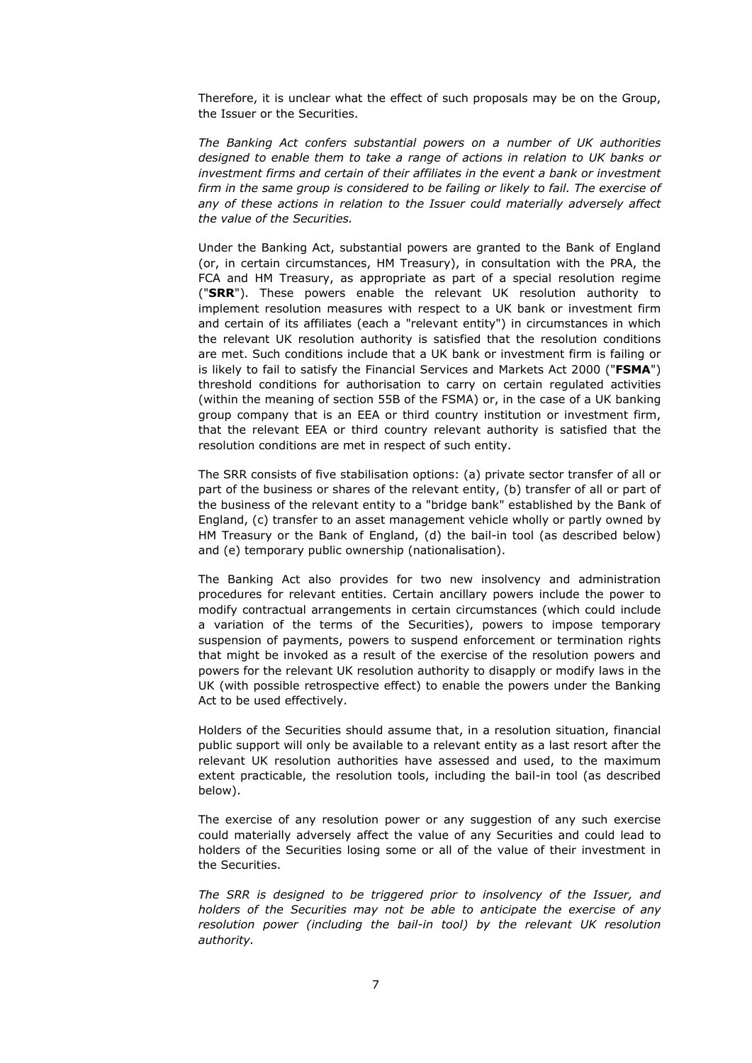Therefore, it is unclear what the effect of such proposals may be on the Group, the Issuer or the Securities.

*The Banking Act confers substantial powers on a number of UK authorities designed to enable them to take a range of actions in relation to UK banks or investment firms and certain of their affiliates in the event a bank or investment firm in the same group is considered to be failing or likely to fail. The exercise of any of these actions in relation to the Issuer could materially adversely affect the value of the Securities.*

Under the Banking Act, substantial powers are granted to the Bank of England (or, in certain circumstances, HM Treasury), in consultation with the PRA, the FCA and HM Treasury, as appropriate as part of a special resolution regime ("**SRR**"). These powers enable the relevant UK resolution authority to implement resolution measures with respect to a UK bank or investment firm and certain of its affiliates (each a "relevant entity") in circumstances in which the relevant UK resolution authority is satisfied that the resolution conditions are met. Such conditions include that a UK bank or investment firm is failing or is likely to fail to satisfy the Financial Services and Markets Act 2000 ("**FSMA**") threshold conditions for authorisation to carry on certain regulated activities (within the meaning of section 55B of the FSMA) or, in the case of a UK banking group company that is an EEA or third country institution or investment firm, that the relevant EEA or third country relevant authority is satisfied that the resolution conditions are met in respect of such entity.

The SRR consists of five stabilisation options: (a) private sector transfer of all or part of the business or shares of the relevant entity, (b) transfer of all or part of the business of the relevant entity to a "bridge bank" established by the Bank of England, (c) transfer to an asset management vehicle wholly or partly owned by HM Treasury or the Bank of England, (d) the bail-in tool (as described below) and (e) temporary public ownership (nationalisation).

The Banking Act also provides for two new insolvency and administration procedures for relevant entities. Certain ancillary powers include the power to modify contractual arrangements in certain circumstances (which could include a variation of the terms of the Securities), powers to impose temporary suspension of payments, powers to suspend enforcement or termination rights that might be invoked as a result of the exercise of the resolution powers and powers for the relevant UK resolution authority to disapply or modify laws in the UK (with possible retrospective effect) to enable the powers under the Banking Act to be used effectively.

Holders of the Securities should assume that, in a resolution situation, financial public support will only be available to a relevant entity as a last resort after the relevant UK resolution authorities have assessed and used, to the maximum extent practicable, the resolution tools, including the bail-in tool (as described below).

The exercise of any resolution power or any suggestion of any such exercise could materially adversely affect the value of any Securities and could lead to holders of the Securities losing some or all of the value of their investment in the Securities.

*The SRR is designed to be triggered prior to insolvency of the Issuer, and holders of the Securities may not be able to anticipate the exercise of any resolution power (including the bail-in tool) by the relevant UK resolution authority.*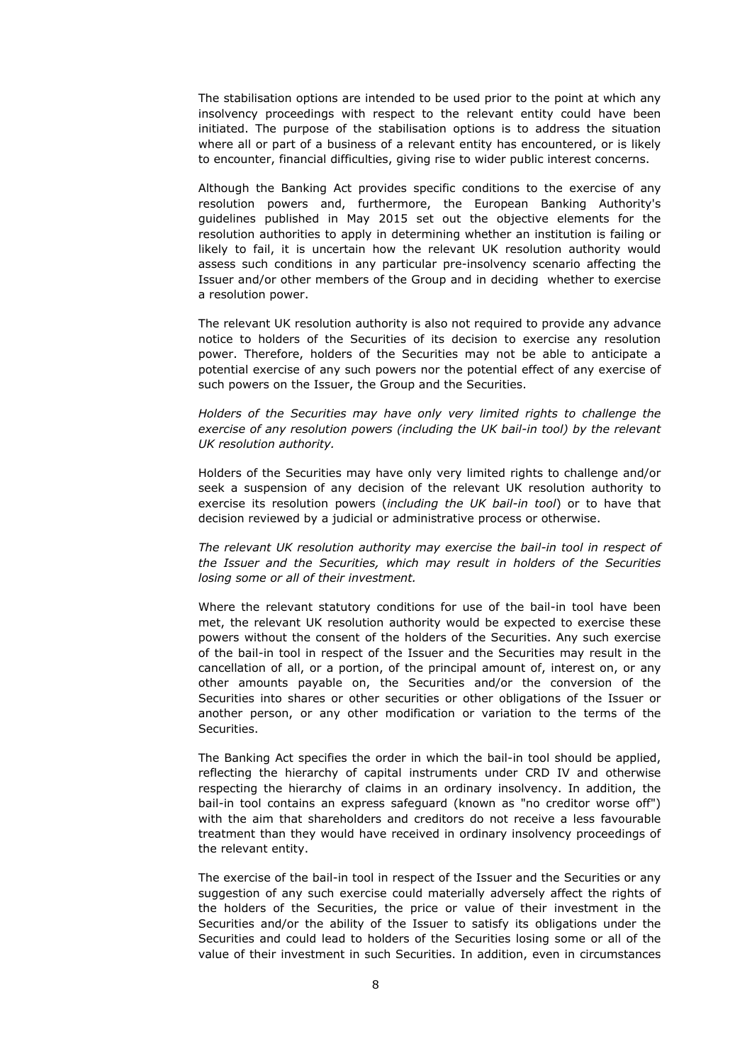The stabilisation options are intended to be used prior to the point at which any insolvency proceedings with respect to the relevant entity could have been initiated. The purpose of the stabilisation options is to address the situation where all or part of a business of a relevant entity has encountered, or is likely to encounter, financial difficulties, giving rise to wider public interest concerns.

Although the Banking Act provides specific conditions to the exercise of any resolution powers and, furthermore, the European Banking Authority's guidelines published in May 2015 set out the objective elements for the resolution authorities to apply in determining whether an institution is failing or likely to fail, it is uncertain how the relevant UK resolution authority would assess such conditions in any particular pre-insolvency scenario affecting the Issuer and/or other members of the Group and in deciding whether to exercise a resolution power.

The relevant UK resolution authority is also not required to provide any advance notice to holders of the Securities of its decision to exercise any resolution power. Therefore, holders of the Securities may not be able to anticipate a potential exercise of any such powers nor the potential effect of any exercise of such powers on the Issuer, the Group and the Securities.

*Holders of the Securities may have only very limited rights to challenge the exercise of any resolution powers (including the UK bail-in tool) by the relevant UK resolution authority.*

Holders of the Securities may have only very limited rights to challenge and/or seek a suspension of any decision of the relevant UK resolution authority to exercise its resolution powers (*including the UK bail-in tool*) or to have that decision reviewed by a judicial or administrative process or otherwise.

*The relevant UK resolution authority may exercise the bail-in tool in respect of the Issuer and the Securities, which may result in holders of the Securities losing some or all of their investment.*

Where the relevant statutory conditions for use of the bail-in tool have been met, the relevant UK resolution authority would be expected to exercise these powers without the consent of the holders of the Securities. Any such exercise of the bail-in tool in respect of the Issuer and the Securities may result in the cancellation of all, or a portion, of the principal amount of, interest on, or any other amounts payable on, the Securities and/or the conversion of the Securities into shares or other securities or other obligations of the Issuer or another person, or any other modification or variation to the terms of the Securities.

The Banking Act specifies the order in which the bail-in tool should be applied, reflecting the hierarchy of capital instruments under CRD IV and otherwise respecting the hierarchy of claims in an ordinary insolvency. In addition, the bail-in tool contains an express safeguard (known as "no creditor worse off") with the aim that shareholders and creditors do not receive a less favourable treatment than they would have received in ordinary insolvency proceedings of the relevant entity.

The exercise of the bail-in tool in respect of the Issuer and the Securities or any suggestion of any such exercise could materially adversely affect the rights of the holders of the Securities, the price or value of their investment in the Securities and/or the ability of the Issuer to satisfy its obligations under the Securities and could lead to holders of the Securities losing some or all of the value of their investment in such Securities. In addition, even in circumstances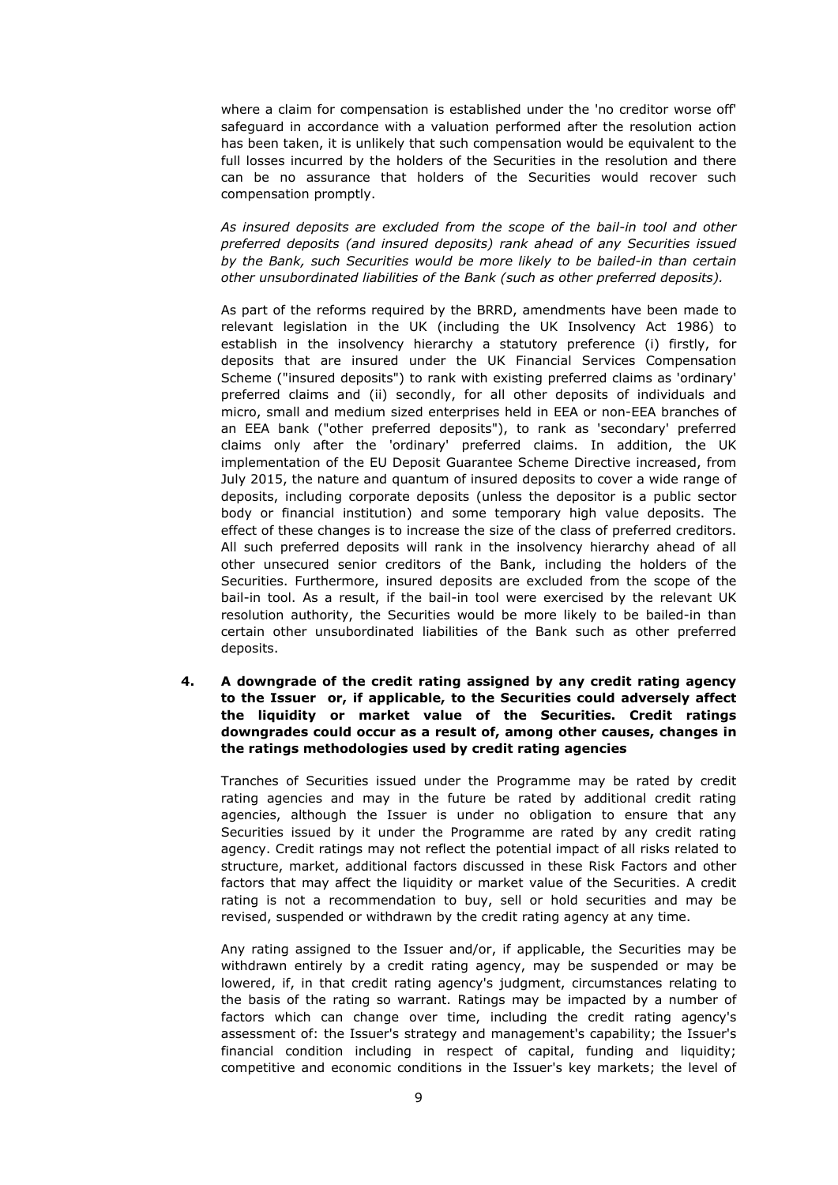where a claim for compensation is established under the 'no creditor worse off' safeguard in accordance with a valuation performed after the resolution action has been taken, it is unlikely that such compensation would be equivalent to the full losses incurred by the holders of the Securities in the resolution and there can be no assurance that holders of the Securities would recover such compensation promptly.

*As insured deposits are excluded from the scope of the bail-in tool and other preferred deposits (and insured deposits) rank ahead of any Securities issued by the Bank, such Securities would be more likely to be bailed-in than certain other unsubordinated liabilities of the Bank (such as other preferred deposits).*

As part of the reforms required by the BRRD, amendments have been made to relevant legislation in the UK (including the UK Insolvency Act 1986) to establish in the insolvency hierarchy a statutory preference (i) firstly, for deposits that are insured under the UK Financial Services Compensation Scheme ("insured deposits") to rank with existing preferred claims as 'ordinary' preferred claims and (ii) secondly, for all other deposits of individuals and micro, small and medium sized enterprises held in EEA or non-EEA branches of an EEA bank ("other preferred deposits"), to rank as 'secondary' preferred claims only after the 'ordinary' preferred claims. In addition, the UK implementation of the EU Deposit Guarantee Scheme Directive increased, from July 2015, the nature and quantum of insured deposits to cover a wide range of deposits, including corporate deposits (unless the depositor is a public sector body or financial institution) and some temporary high value deposits. The effect of these changes is to increase the size of the class of preferred creditors. All such preferred deposits will rank in the insolvency hierarchy ahead of all other unsecured senior creditors of the Bank, including the holders of the Securities. Furthermore, insured deposits are excluded from the scope of the bail-in tool. As a result, if the bail-in tool were exercised by the relevant UK resolution authority, the Securities would be more likely to be bailed-in than certain other unsubordinated liabilities of the Bank such as other preferred deposits.

### 4. A downgrade of the credit rating assigned by any credit rating agency to the Issuer or, if applicable, to the Securities could adversely affect the liquidity or market value of the Securities. Credit ratings downgrades could occur as a result of, among other causes, changes in the ratings methodologies used by credit rating agencies

Tranches of Securities issued under the Programme may be rated by credit rating agencies and may in the future be rated by additional credit rating agencies, although the Issuer is under no obligation to ensure that any Securities issued by it under the Programme are rated by any credit rating agency. Credit ratings may not reflect the potential impact of all risks related to structure, market, additional factors discussed in these Risk Factors and other factors that may affect the liquidity or market value of the Securities. A credit rating is not a recommendation to buy, sell or hold securities and may be revised, suspended or withdrawn by the credit rating agency at any time.

Any rating assigned to the Issuer and/or, if applicable, the Securities may be withdrawn entirely by a credit rating agency, may be suspended or may be lowered, if, in that credit rating agency's judgment, circumstances relating to the basis of the rating so warrant. Ratings may be impacted by a number of factors which can change over time, including the credit rating agency's assessment of: the Issuer's strategy and management's capability; the Issuer's financial condition including in respect of capital, funding and liquidity; competitive and economic conditions in the Issuer's key markets; the level of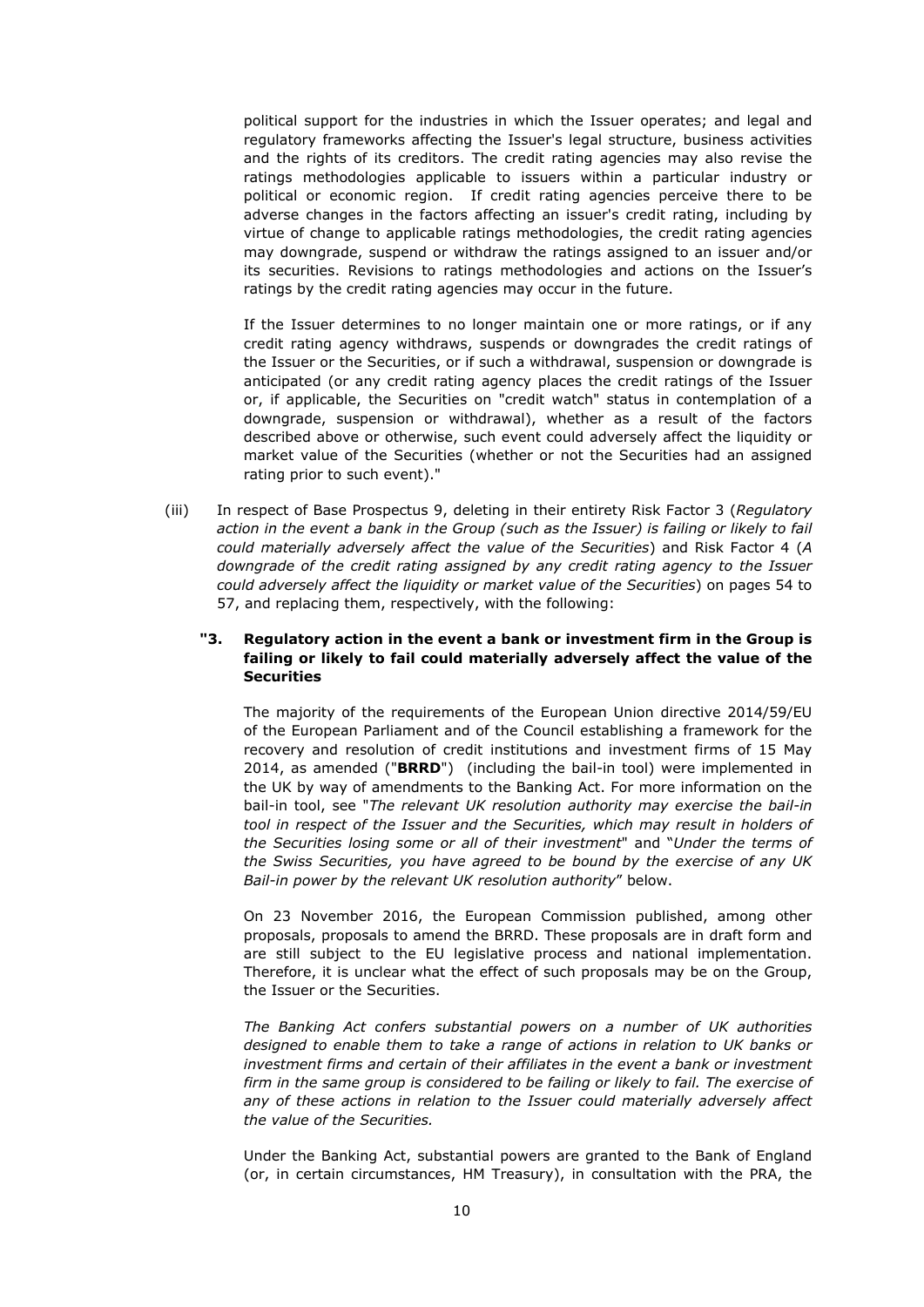political support for the industries in which the Issuer operates; and legal and regulatory frameworks affecting the Issuer's legal structure, business activities and the rights of its creditors. The credit rating agencies may also revise the ratings methodologies applicable to issuers within a particular industry or political or economic region. If credit rating agencies perceive there to be adverse changes in the factors affecting an issuer's credit rating, including by virtue of change to applicable ratings methodologies, the credit rating agencies may downgrade, suspend or withdraw the ratings assigned to an issuer and/or its securities. Revisions to ratings methodologies and actions on the Issuer's ratings by the credit rating agencies may occur in the future.

If the Issuer determines to no longer maintain one or more ratings, or if any credit rating agency withdraws, suspends or downgrades the credit ratings of the Issuer or the Securities, or if such a withdrawal, suspension or downgrade is anticipated (or any credit rating agency places the credit ratings of the Issuer or, if applicable, the Securities on "credit watch" status in contemplation of a downgrade, suspension or withdrawal), whether as a result of the factors described above or otherwise, such event could adversely affect the liquidity or market value of the Securities (whether or not the Securities had an assigned rating prior to such event)."

(iii) In respect of Base Prospectus 9, deleting in their entirety Risk Factor 3 (*Regulatory action in the event a bank in the Group (such as the Issuer) is failing or likely to fail could materially adversely affect the value of the Securities*) and Risk Factor 4 (*A downgrade of the credit rating assigned by any credit rating agency to the Issuer could adversely affect the liquidity or market value of the Securities*) on pages 54 to 57, and replacing them, respectively, with the following:

**"3. Regulatory action in the event a bank or investment firm in the Group is failing or likely to fail could materially adversely affect the value of the Securities**

The majority of the requirements of the European Union directive 2014/59/EU of the European Parliament and of the Council establishing a framework for the recovery and resolution of credit institutions and investment firms of 15 May 2014, as amended ("**BRRD**") (including the bail-in tool) were implemented in the UK by way of amendments to the Banking Act. For more information on the bail-in tool, see "*The relevant UK resolution authority may exercise the bail-in tool in respect of the Issuer and the Securities, which may result in holders of the Securities losing some or all of their investment*" and "*Under the terms of the Swiss Securities, you have agreed to be bound by the exercise of any UK Bail-in power by the relevant UK resolution authority*" below.

On 23 November 2016, the European Commission published, among other proposals, proposals to amend the BRRD. These proposals are in draft form and are still subject to the EU legislative process and national implementation. Therefore, it is unclear what the effect of such proposals may be on the Group, the Issuer or the Securities.

*The Banking Act confers substantial powers on a number of UK authorities designed to enable them to take a range of actions in relation to UK banks or investment firms and certain of their affiliates in the event a bank or investment firm in the same group is considered to be failing or likely to fail. The exercise of any of these actions in relation to the Issuer could materially adversely affect the value of the Securities.*

Under the Banking Act, substantial powers are granted to the Bank of England (or, in certain circumstances, HM Treasury), in consultation with the PRA, the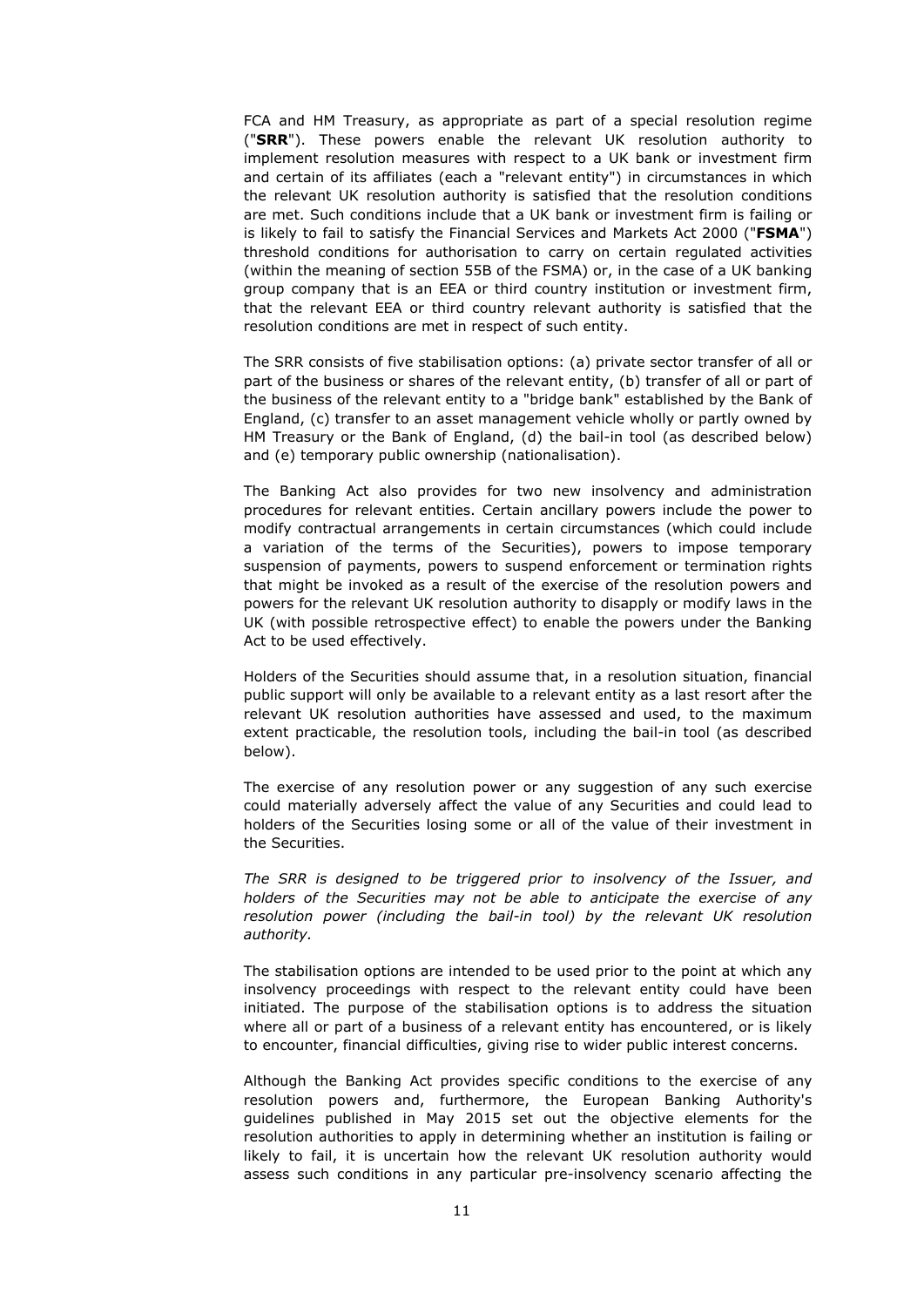FCA and HM Treasury, as appropriate as part of a special resolution regime ("**SRR**"). These powers enable the relevant UK resolution authority to implement resolution measures with respect to a UK bank or investment firm and certain of its affiliates (each a "relevant entity") in circumstances in which the relevant UK resolution authority is satisfied that the resolution conditions are met. Such conditions include that a UK bank or investment firm is failing or is likely to fail to satisfy the Financial Services and Markets Act 2000 ("**FSMA**") threshold conditions for authorisation to carry on certain regulated activities (within the meaning of section 55B of the FSMA) or, in the case of a UK banking group company that is an EEA or third country institution or investment firm, that the relevant EEA or third country relevant authority is satisfied that the resolution conditions are met in respect of such entity.

The SRR consists of five stabilisation options: (a) private sector transfer of all or part of the business or shares of the relevant entity, (b) transfer of all or part of the business of the relevant entity to a "bridge bank" established by the Bank of England, (c) transfer to an asset management vehicle wholly or partly owned by HM Treasury or the Bank of England, (d) the bail-in tool (as described below) and (e) temporary public ownership (nationalisation).

The Banking Act also provides for two new insolvency and administration procedures for relevant entities. Certain ancillary powers include the power to modify contractual arrangements in certain circumstances (which could include a variation of the terms of the Securities), powers to impose temporary suspension of payments, powers to suspend enforcement or termination rights that might be invoked as a result of the exercise of the resolution powers and powers for the relevant UK resolution authority to disapply or modify laws in the UK (with possible retrospective effect) to enable the powers under the Banking Act to be used effectively.

Holders of the Securities should assume that, in a resolution situation, financial public support will only be available to a relevant entity as a last resort after the relevant UK resolution authorities have assessed and used, to the maximum extent practicable, the resolution tools, including the bail-in tool (as described below).

The exercise of any resolution power or any suggestion of any such exercise could materially adversely affect the value of any Securities and could lead to holders of the Securities losing some or all of the value of their investment in the Securities.

*The SRR is designed to be triggered prior to insolvency of the Issuer, and holders of the Securities may not be able to anticipate the exercise of any resolution power (including the bail-in tool) by the relevant UK resolution authority.*

The stabilisation options are intended to be used prior to the point at which any insolvency proceedings with respect to the relevant entity could have been initiated. The purpose of the stabilisation options is to address the situation where all or part of a business of a relevant entity has encountered, or is likely to encounter, financial difficulties, giving rise to wider public interest concerns.

Although the Banking Act provides specific conditions to the exercise of any resolution powers and, furthermore, the European Banking Authority's guidelines published in May 2015 set out the objective elements for the resolution authorities to apply in determining whether an institution is failing or likely to fail, it is uncertain how the relevant UK resolution authority would assess such conditions in any particular pre-insolvency scenario affecting the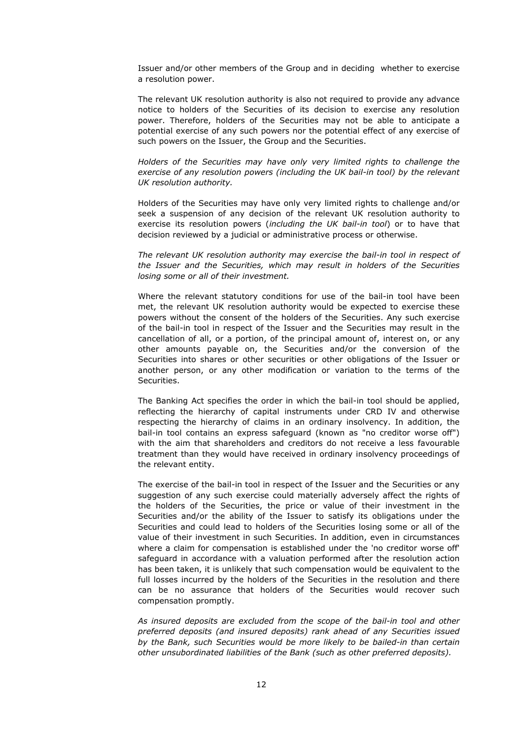Issuer and/or other members of the Group and in deciding whether to exercise a resolution power.

The relevant UK resolution authority is also not required to provide any advance notice to holders of the Securities of its decision to exercise any resolution power. Therefore, holders of the Securities may not be able to anticipate a potential exercise of any such powers nor the potential effect of any exercise of such powers on the Issuer, the Group and the Securities.

*Holders of the Securities may have only very limited rights to challenge the exercise of any resolution powers (including the UK bail-in tool) by the relevant UK resolution authority.*

Holders of the Securities may have only very limited rights to challenge and/or seek a suspension of any decision of the relevant UK resolution authority to exercise its resolution powers (*including the UK bail-in tool*) or to have that decision reviewed by a judicial or administrative process or otherwise.

*The relevant UK resolution authority may exercise the bail-in tool in respect of the Issuer and the Securities, which may result in holders of the Securities losing some or all of their investment.*

Where the relevant statutory conditions for use of the bail-in tool have been met, the relevant UK resolution authority would be expected to exercise these powers without the consent of the holders of the Securities. Any such exercise of the bail-in tool in respect of the Issuer and the Securities may result in the cancellation of all, or a portion, of the principal amount of, interest on, or any other amounts payable on, the Securities and/or the conversion of the Securities into shares or other securities or other obligations of the Issuer or another person, or any other modification or variation to the terms of the Securities.

The Banking Act specifies the order in which the bail-in tool should be applied, reflecting the hierarchy of capital instruments under CRD IV and otherwise respecting the hierarchy of claims in an ordinary insolvency. In addition, the bail-in tool contains an express safeguard (known as "no creditor worse off") with the aim that shareholders and creditors do not receive a less favourable treatment than they would have received in ordinary insolvency proceedings of the relevant entity.

The exercise of the bail-in tool in respect of the Issuer and the Securities or any suggestion of any such exercise could materially adversely affect the rights of the holders of the Securities, the price or value of their investment in the Securities and/or the ability of the Issuer to satisfy its obligations under the Securities and could lead to holders of the Securities losing some or all of the value of their investment in such Securities. In addition, even in circumstances where a claim for compensation is established under the 'no creditor worse off' safeguard in accordance with a valuation performed after the resolution action has been taken, it is unlikely that such compensation would be equivalent to the full losses incurred by the holders of the Securities in the resolution and there can be no assurance that holders of the Securities would recover such compensation promptly.

*As insured deposits are excluded from the scope of the bail-in tool and other preferred deposits (and insured deposits) rank ahead of any Securities issued by the Bank, such Securities would be more likely to be bailed-in than certain other unsubordinated liabilities of the Bank (such as other preferred deposits).*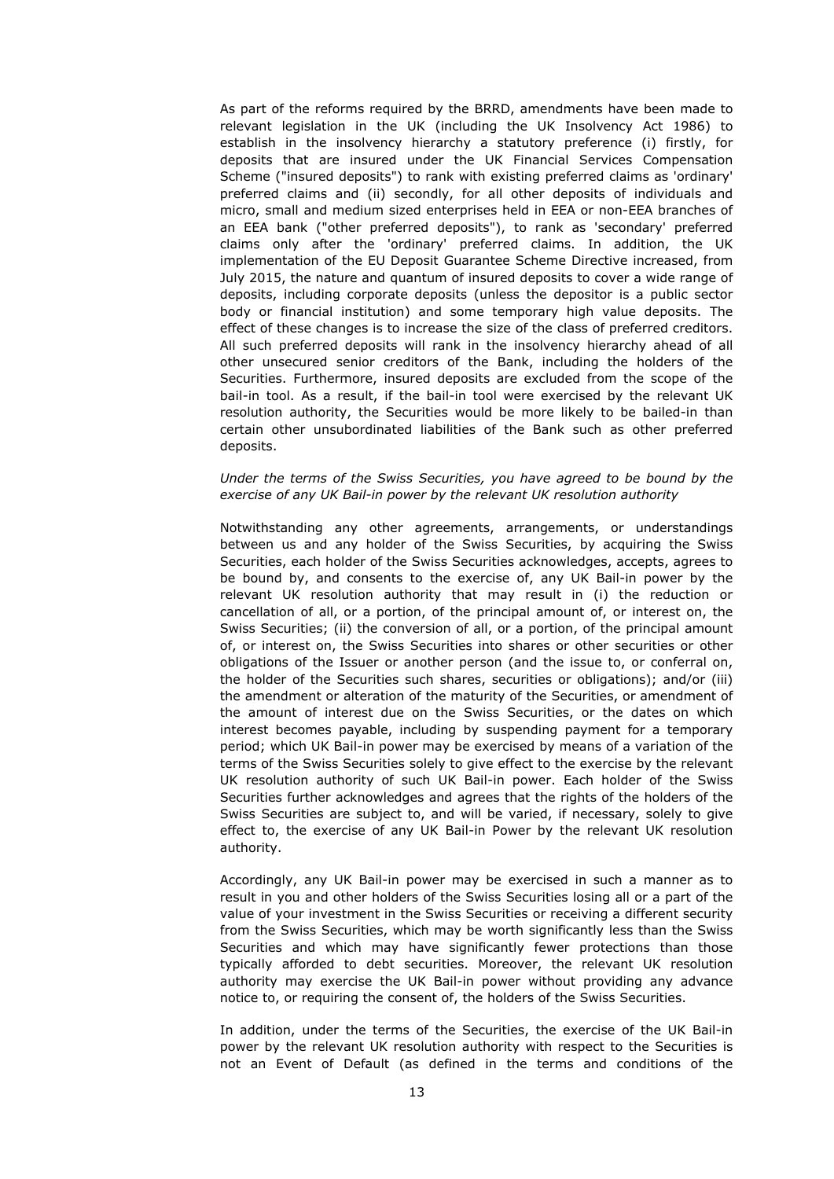As part of the reforms required by the BRRD, amendments have been made to relevant legislation in the UK (including the UK Insolvency Act 1986) to establish in the insolvency hierarchy a statutory preference (i) firstly, for deposits that are insured under the UK Financial Services Compensation Scheme ("insured deposits") to rank with existing preferred claims as 'ordinary' preferred claims and (ii) secondly, for all other deposits of individuals and micro, small and medium sized enterprises held in EEA or non-EEA branches of an EEA bank ("other preferred deposits"), to rank as 'secondary' preferred claims only after the 'ordinary' preferred claims. In addition, the UK implementation of the EU Deposit Guarantee Scheme Directive increased, from July 2015, the nature and quantum of insured deposits to cover a wide range of deposits, including corporate deposits (unless the depositor is a public sector body or financial institution) and some temporary high value deposits. The effect of these changes is to increase the size of the class of preferred creditors. All such preferred deposits will rank in the insolvency hierarchy ahead of all other unsecured senior creditors of the Bank, including the holders of the Securities. Furthermore, insured deposits are excluded from the scope of the bail-in tool. As a result, if the bail-in tool were exercised by the relevant UK resolution authority, the Securities would be more likely to be bailed-in than certain other unsubordinated liabilities of the Bank such as other preferred deposits.

*Under the terms of the Swiss Securities, you have agreed to be bound by the exercise of any UK Bail-in power by the relevant UK resolution authority*

Notwithstanding any other agreements, arrangements, or understandings between us and any holder of the Swiss Securities, by acquiring the Swiss Securities, each holder of the Swiss Securities acknowledges, accepts, agrees to be bound by, and consents to the exercise of, any UK Bail-in power by the relevant UK resolution authority that may result in (i) the reduction or cancellation of all, or a portion, of the principal amount of, or interest on, the Swiss Securities; (ii) the conversion of all, or a portion, of the principal amount of, or interest on, the Swiss Securities into shares or other securities or other obligations of the Issuer or another person (and the issue to, or conferral on, the holder of the Securities such shares, securities or obligations); and/or (iii) the amendment or alteration of the maturity of the Securities, or amendment of the amount of interest due on the Swiss Securities, or the dates on which interest becomes payable, including by suspending payment for a temporary period; which UK Bail-in power may be exercised by means of a variation of the terms of the Swiss Securities solely to give effect to the exercise by the relevant UK resolution authority of such UK Bail-in power. Each holder of the Swiss Securities further acknowledges and agrees that the rights of the holders of the Swiss Securities are subject to, and will be varied, if necessary, solely to give effect to, the exercise of any UK Bail-in Power by the relevant UK resolution authority.

Accordingly, any UK Bail-in power may be exercised in such a manner as to result in you and other holders of the Swiss Securities losing all or a part of the value of your investment in the Swiss Securities or receiving a different security from the Swiss Securities, which may be worth significantly less than the Swiss Securities and which may have significantly fewer protections than those typically afforded to debt securities. Moreover, the relevant UK resolution authority may exercise the UK Bail-in power without providing any advance notice to, or requiring the consent of, the holders of the Swiss Securities.

In addition, under the terms of the Securities, the exercise of the UK Bail-in power by the relevant UK resolution authority with respect to the Securities is not an Event of Default (as defined in the terms and conditions of the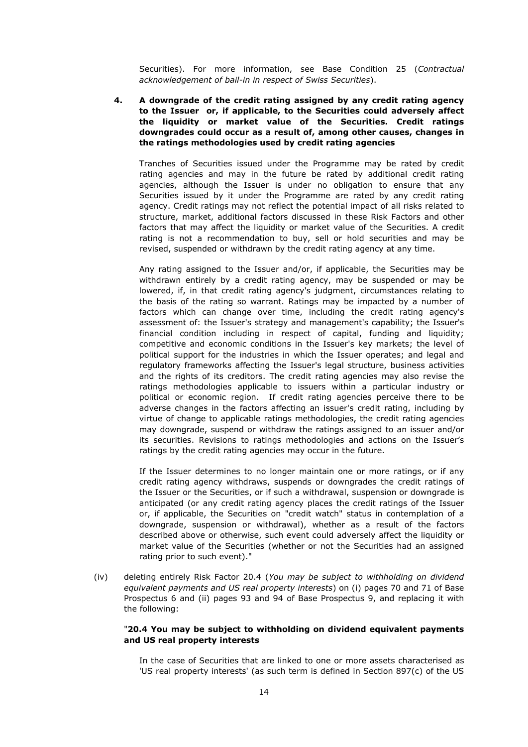Securities). For more information, see Base Condition 25 (*Contractual acknowledgement of bail-in in respect of Swiss Securities*).

**4. A downgrade of the credit rating assigned by any credit rating agency to the Issuer or, if applicable, to the Securities could adversely affect the liquidity or market value of the Securities. Credit ratings downgrades could occur as a result of, among other causes, changes in the ratings methodologies used by credit rating agencies**

Tranches of Securities issued under the Programme may be rated by credit rating agencies and may in the future be rated by additional credit rating agencies, although the Issuer is under no obligation to ensure that any Securities issued by it under the Programme are rated by any credit rating agency. Credit ratings may not reflect the potential impact of all risks related to structure, market, additional factors discussed in these Risk Factors and other factors that may affect the liquidity or market value of the Securities. A credit rating is not a recommendation to buy, sell or hold securities and may be revised, suspended or withdrawn by the credit rating agency at any time.

Any rating assigned to the Issuer and/or, if applicable, the Securities may be withdrawn entirely by a credit rating agency, may be suspended or may be lowered, if, in that credit rating agency's judgment, circumstances relating to the basis of the rating so warrant. Ratings may be impacted by a number of factors which can change over time, including the credit rating agency's assessment of: the Issuer's strategy and management's capability; the Issuer's financial condition including in respect of capital, funding and liquidity; competitive and economic conditions in the Issuer's key markets; the level of political support for the industries in which the Issuer operates; and legal and regulatory frameworks affecting the Issuer's legal structure, business activities and the rights of its creditors. The credit rating agencies may also revise the ratings methodologies applicable to issuers within a particular industry or political or economic region. If credit rating agencies perceive there to be adverse changes in the factors affecting an issuer's credit rating, including by virtue of change to applicable ratings methodologies, the credit rating agencies may downgrade, suspend or withdraw the ratings assigned to an issuer and/or its securities. Revisions to ratings methodologies and actions on the Issuer's ratings by the credit rating agencies may occur in the future.

If the Issuer determines to no longer maintain one or more ratings, or if any credit rating agency withdraws, suspends or downgrades the credit ratings of the Issuer or the Securities, or if such a withdrawal, suspension or downgrade is anticipated (or any credit rating agency places the credit ratings of the Issuer or, if applicable, the Securities on "credit watch" status in contemplation of a downgrade, suspension or withdrawal), whether as a result of the factors described above or otherwise, such event could adversely affect the liquidity or market value of the Securities (whether or not the Securities had an assigned rating prior to such event)."

(iv) deleting entirely Risk Factor 20.4 (*You may be subject to withholding on dividend equivalent payments and US real property interests*) on (i) pages 70 and 71 of Base Prospectus 6 and (ii) pages 93 and 94 of Base Prospectus 9, and replacing it with the following:

"**20.4 You may be subject to withholding on dividend equivalent payments and US real property interests**

In the case of Securities that are linked to one or more assets characterised as 'US real property interests' (as such term is defined in Section 897(c) of the US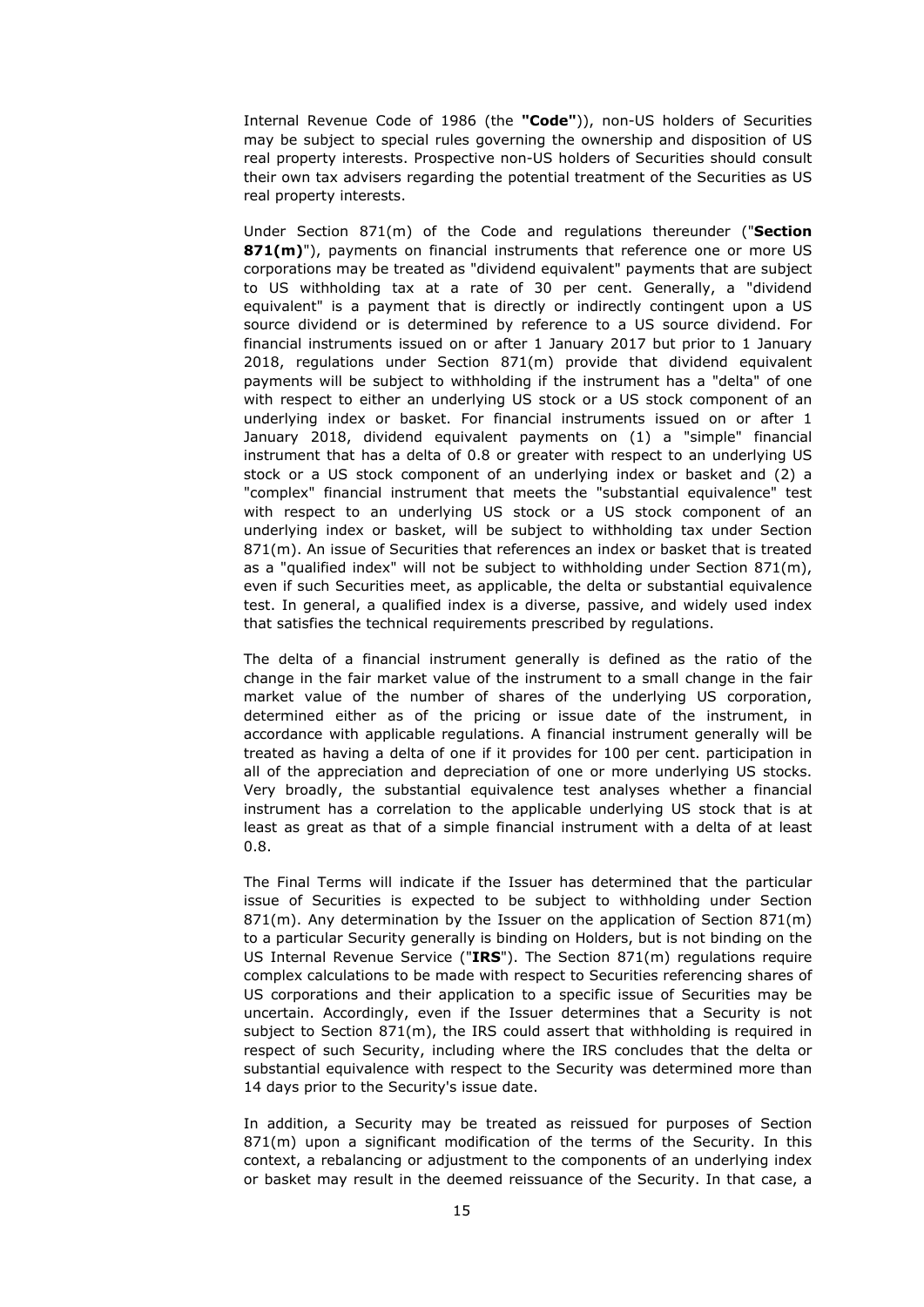Internal Revenue Code of 1986 (the **"Code"**)), non-US holders of Securities may be subject to special rules governing the ownership and disposition of US real property interests. Prospective non-US holders of Securities should consult their own tax advisers regarding the potential treatment of the Securities as US real property interests.

Under Section 871(m) of the Code and regulations thereunder ("**Section 871(m)**"), payments on financial instruments that reference one or more US corporations may be treated as "dividend equivalent" payments that are subject to US withholding tax at a rate of 30 per cent. Generally, a "dividend equivalent" is a payment that is directly or indirectly contingent upon a US source dividend or is determined by reference to a US source dividend. For financial instruments issued on or after 1 January 2017 but prior to 1 January 2018, regulations under Section 871(m) provide that dividend equivalent payments will be subject to withholding if the instrument has a "delta" of one with respect to either an underlying US stock or a US stock component of an underlying index or basket. For financial instruments issued on or after 1 January 2018, dividend equivalent payments on (1) a "simple" financial instrument that has a delta of 0.8 or greater with respect to an underlying US stock or a US stock component of an underlying index or basket and (2) a "complex" financial instrument that meets the "substantial equivalence" test with respect to an underlying US stock or a US stock component of an underlying index or basket, will be subject to withholding tax under Section 871(m). An issue of Securities that references an index or basket that is treated as a "qualified index" will not be subject to withholding under Section 871(m), even if such Securities meet, as applicable, the delta or substantial equivalence test. In general, a qualified index is a diverse, passive, and widely used index that satisfies the technical requirements prescribed by regulations.

The delta of a financial instrument generally is defined as the ratio of the change in the fair market value of the instrument to a small change in the fair market value of the number of shares of the underlying US corporation, determined either as of the pricing or issue date of the instrument, in accordance with applicable regulations. A financial instrument generally will be treated as having a delta of one if it provides for 100 per cent. participation in all of the appreciation and depreciation of one or more underlying US stocks. Very broadly, the substantial equivalence test analyses whether a financial instrument has a correlation to the applicable underlying US stock that is at least as great as that of a simple financial instrument with a delta of at least 0.8.

The Final Terms will indicate if the Issuer has determined that the particular issue of Securities is expected to be subject to withholding under Section 871(m). Any determination by the Issuer on the application of Section 871(m) to a particular Security generally is binding on Holders, but is not binding on the US Internal Revenue Service ("**IRS**"). The Section 871(m) regulations require complex calculations to be made with respect to Securities referencing shares of US corporations and their application to a specific issue of Securities may be uncertain. Accordingly, even if the Issuer determines that a Security is not subject to Section 871(m), the IRS could assert that withholding is required in respect of such Security, including where the IRS concludes that the delta or substantial equivalence with respect to the Security was determined more than 14 days prior to the Security's issue date.

In addition, a Security may be treated as reissued for purposes of Section 871(m) upon a significant modification of the terms of the Security. In this context, a rebalancing or adjustment to the components of an underlying index or basket may result in the deemed reissuance of the Security. In that case, a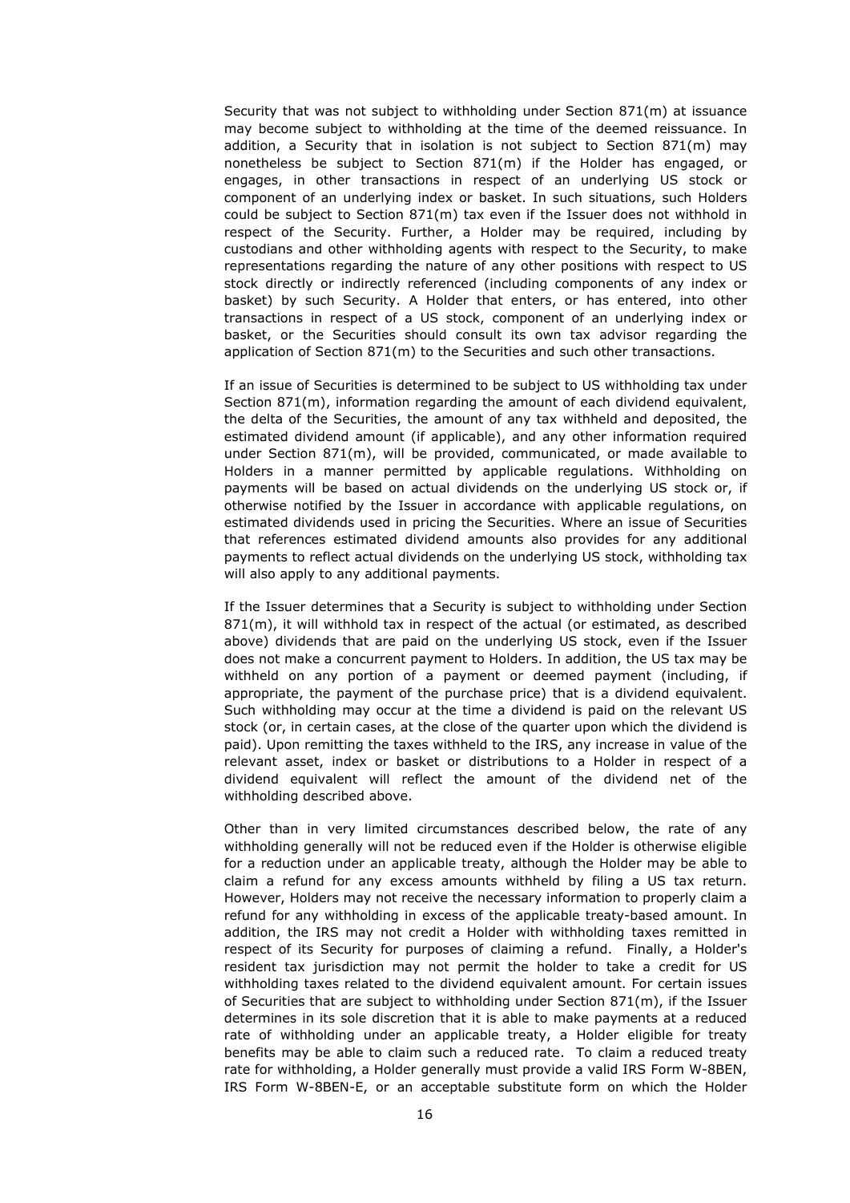Security that was not subject to withholding under Section 871(m) at issuance may become subject to withholding at the time of the deemed reissuance. In addition, a Security that in isolation is not subject to Section 871(m) may nonetheless be subject to Section 871(m) if the Holder has engaged, or engages, in other transactions in respect of an underlying US stock or component of an underlying index or basket. In such situations, such Holders could be subject to Section 871(m) tax even if the Issuer does not withhold in respect of the Security. Further, a Holder may be required, including by custodians and other withholding agents with respect to the Security, to make representations regarding the nature of any other positions with respect to US stock directly or indirectly referenced (including components of any index or basket) by such Security. A Holder that enters, or has entered, into other transactions in respect of a US stock, component of an underlying index or basket, or the Securities should consult its own tax advisor regarding the application of Section 871(m) to the Securities and such other transactions.

If an issue of Securities is determined to be subject to US withholding tax under Section 871(m), information regarding the amount of each dividend equivalent, the delta of the Securities, the amount of any tax withheld and deposited, the estimated dividend amount (if applicable), and any other information required under Section 871(m), will be provided, communicated, or made available to Holders in a manner permitted by applicable regulations. Withholding on payments will be based on actual dividends on the underlying US stock or, if otherwise notified by the Issuer in accordance with applicable regulations, on estimated dividends used in pricing the Securities. Where an issue of Securities that references estimated dividend amounts also provides for any additional payments to reflect actual dividends on the underlying US stock, withholding tax will also apply to any additional payments.

If the Issuer determines that a Security is subject to withholding under Section 871(m), it will withhold tax in respect of the actual (or estimated, as described above) dividends that are paid on the underlying US stock, even if the Issuer does not make a concurrent payment to Holders. In addition, the US tax may be withheld on any portion of a payment or deemed payment (including, if appropriate, the payment of the purchase price) that is a dividend equivalent. Such withholding may occur at the time a dividend is paid on the relevant US stock (or, in certain cases, at the close of the quarter upon which the dividend is paid). Upon remitting the taxes withheld to the IRS, any increase in value of the relevant asset, index or basket or distributions to a Holder in respect of a dividend equivalent will reflect the amount of the dividend net of the withholding described above.

Other than in very limited circumstances described below, the rate of any withholding generally will not be reduced even if the Holder is otherwise eligible for a reduction under an applicable treaty, although the Holder may be able to claim a refund for any excess amounts withheld by filing a US tax return. However, Holders may not receive the necessary information to properly claim a refund for any withholding in excess of the applicable treaty-based amount. In addition, the IRS may not credit a Holder with withholding taxes remitted in respect of its Security for purposes of claiming a refund. Finally, a Holder's resident tax jurisdiction may not permit the holder to take a credit for US withholding taxes related to the dividend equivalent amount. For certain issues of Securities that are subject to withholding under Section 871(m), if the Issuer determines in its sole discretion that it is able to make payments at a reduced rate of withholding under an applicable treaty, a Holder eligible for treaty benefits may be able to claim such a reduced rate. To claim a reduced treaty rate for withholding, a Holder generally must provide a valid IRS Form W-8BEN, IRS Form W-8BEN-E, or an acceptable substitute form on which the Holder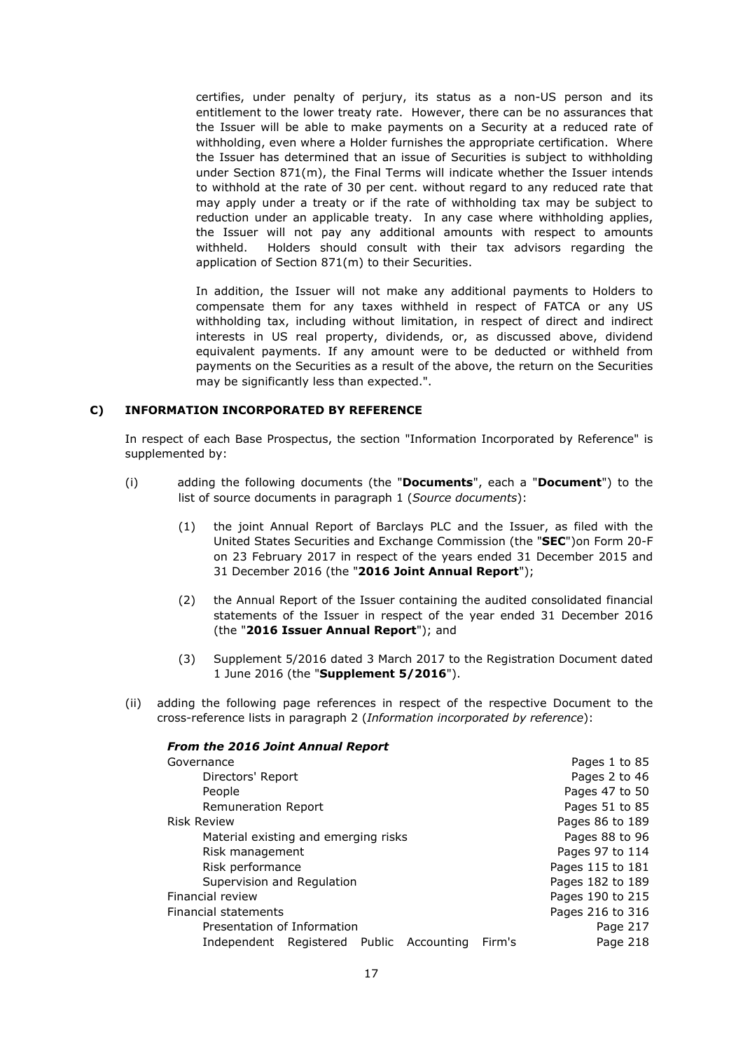certifies, under penalty of perjury, its status as a non-US person and its entitlement to the lower treaty rate. However, there can be no assurances that the Issuer will be able to make payments on a Security at a reduced rate of withholding, even where a Holder furnishes the appropriate certification. Where the Issuer has determined that an issue of Securities is subject to withholding under Section 871(m), the Final Terms will indicate whether the Issuer intends to withhold at the rate of 30 per cent. without regard to any reduced rate that may apply under a treaty or if the rate of withholding tax may be subject to reduction under an applicable treaty. In any case where withholding applies, the Issuer will not pay any additional amounts with respect to amounts withheld. Holders should consult with their tax advisors regarding the application of Section 871(m) to their Securities.

In addition, the Issuer will not make any additional payments to Holders to compensate them for any taxes withheld in respect of FATCA or any US withholding tax, including without limitation, in respect of direct and indirect interests in US real property, dividends, or, as discussed above, dividend equivalent payments. If any amount were to be deducted or withheld from payments on the Securities as a result of the above, the return on the Securities may be significantly less than expected.".

## C) INFORMATION INCORPORATED BY REFERENCE

In respect of each Base Prospectus, the section "Information Incorporated by Reference" is supplemented by:

(i) adding the following documents (the "**Documents**", each a "**Document**") to the list of source documents in paragraph 1 (*Source documents*):

   (1) the joint Annual Report of Barclays PLC and the Issuer, as filed with the United States Securities and Exchange Commission (the "**SEC**")on Form 20-F on 23 February 2017 in respect of the years ended 31 December 2015 and 31 December 2016 (the "**2016 Joint Annual Report**");

   (2) the Annual Report of the Issuer containing the audited consolidated financial statements of the Issuer in respect of the year ended 31 December 2016 (the "**2016 Issuer Annual Report**"); and

   (3) Supplement 5/2016 dated 3 March 2017 to the Registration Document dated 1 June 2016 (the "**Supplement 5/2016**").

(ii) adding the following page references in respect of the respective Document to the cross-reference lists in paragraph 2 (*Information incorporated by reference*):

***From the 2016 Joint Annual Report***

| | |
|---|---|
| Governance | Pages 1 to 85 |
| Directors' Report | Pages 2 to 46 |
| People | Pages 47 to 50 |
| Remuneration Report | Pages 51 to 85 |
| Risk Review | Pages 86 to 189 |
| Material existing and emerging risks | Pages 88 to 96 |
| Risk management | Pages 97 to 114 |
| Risk performance | Pages 115 to 181 |
| Supervision and Regulation | Pages 182 to 189 |
| Financial review | Pages 190 to 215 |
| Financial statements | Pages 216 to 316 |
| Presentation of Information | Page 217 |
| Independent Registered Public Accounting Firm's | Page 218 |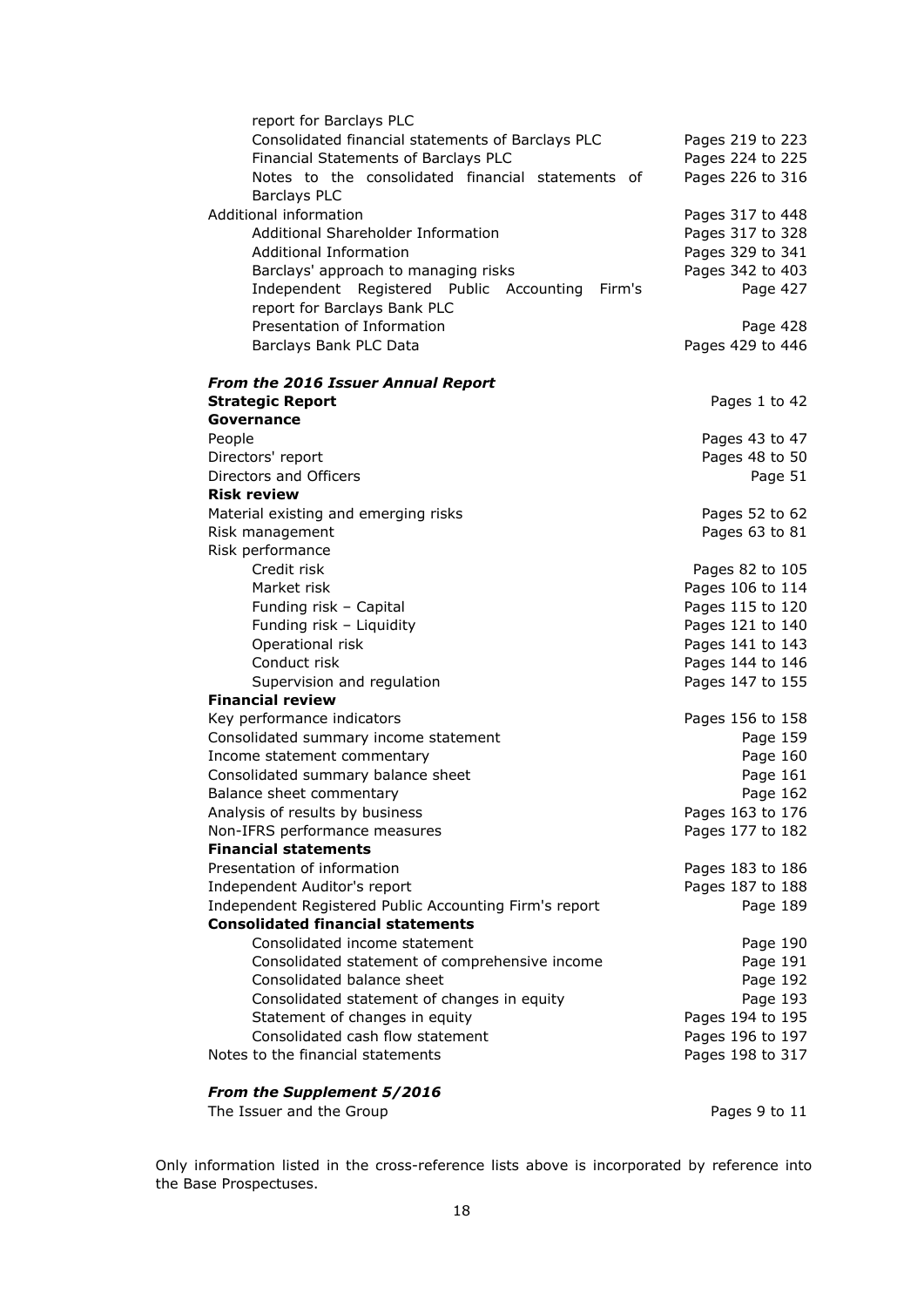| | |
|---|---|
| report for Barclays PLC | |
| Consolidated financial statements of Barclays PLC | Pages 219 to 223 |
| Financial Statements of Barclays PLC | Pages 224 to 225 |
| Notes to the consolidated financial statements of Barclays PLC | Pages 226 to 316 |
| Additional information | Pages 317 to 448 |
| Additional Shareholder Information | Pages 317 to 328 |
| Additional Information | Pages 329 to 341 |
| Barclays' approach to managing risks | Pages 342 to 403 |
| Independent Registered Public Accounting Firm's report for Barclays Bank PLC | Page 427 |
| Presentation of Information | Page 428 |
| Barclays Bank PLC Data | Pages 429 to 446 |

***From the 2016 Issuer Annual Report***

| | |
|---|---|
| **Strategic Report** | Pages 1 to 42 |
| **Governance** | |
| People | Pages 43 to 47 |
| Directors' report | Pages 48 to 50 |
| Directors and Officers | Page 51 |
| **Risk review** | |
| Material existing and emerging risks | Pages 52 to 62 |
| Risk management | Pages 63 to 81 |
| Risk performance | |
| Credit risk | Pages 82 to 105 |
| Market risk | Pages 106 to 114 |
| Funding risk – Capital | Pages 115 to 120 |
| Funding risk – Liquidity | Pages 121 to 140 |
| Operational risk | Pages 141 to 143 |
| Conduct risk | Pages 144 to 146 |
| Supervision and regulation | Pages 147 to 155 |
| **Financial review** | |
| Key performance indicators | Pages 156 to 158 |
| Consolidated summary income statement | Page 159 |
| Income statement commentary | Page 160 |
| Consolidated summary balance sheet | Page 161 |
| Balance sheet commentary | Page 162 |
| Analysis of results by business | Pages 163 to 176 |
| Non-IFRS performance measures | Pages 177 to 182 |
| **Financial statements** | |
| Presentation of information | Pages 183 to 186 |
| Independent Auditor's report | Pages 187 to 188 |
| Independent Registered Public Accounting Firm's report | Page 189 |
| **Consolidated financial statements** | |
| Consolidated income statement | Page 190 |
| Consolidated statement of comprehensive income | Page 191 |
| Consolidated balance sheet | Page 192 |
| Consolidated statement of changes in equity | Page 193 |
| Statement of changes in equity | Pages 194 to 195 |
| Consolidated cash flow statement | Pages 196 to 197 |
| Notes to the financial statements | Pages 198 to 317 |

***From the Supplement 5/2016***

| | |
|---|---|
| The Issuer and the Group | Pages 9 to 11 |

Only information listed in the cross-reference lists above is incorporated by reference into the Base Prospectuses.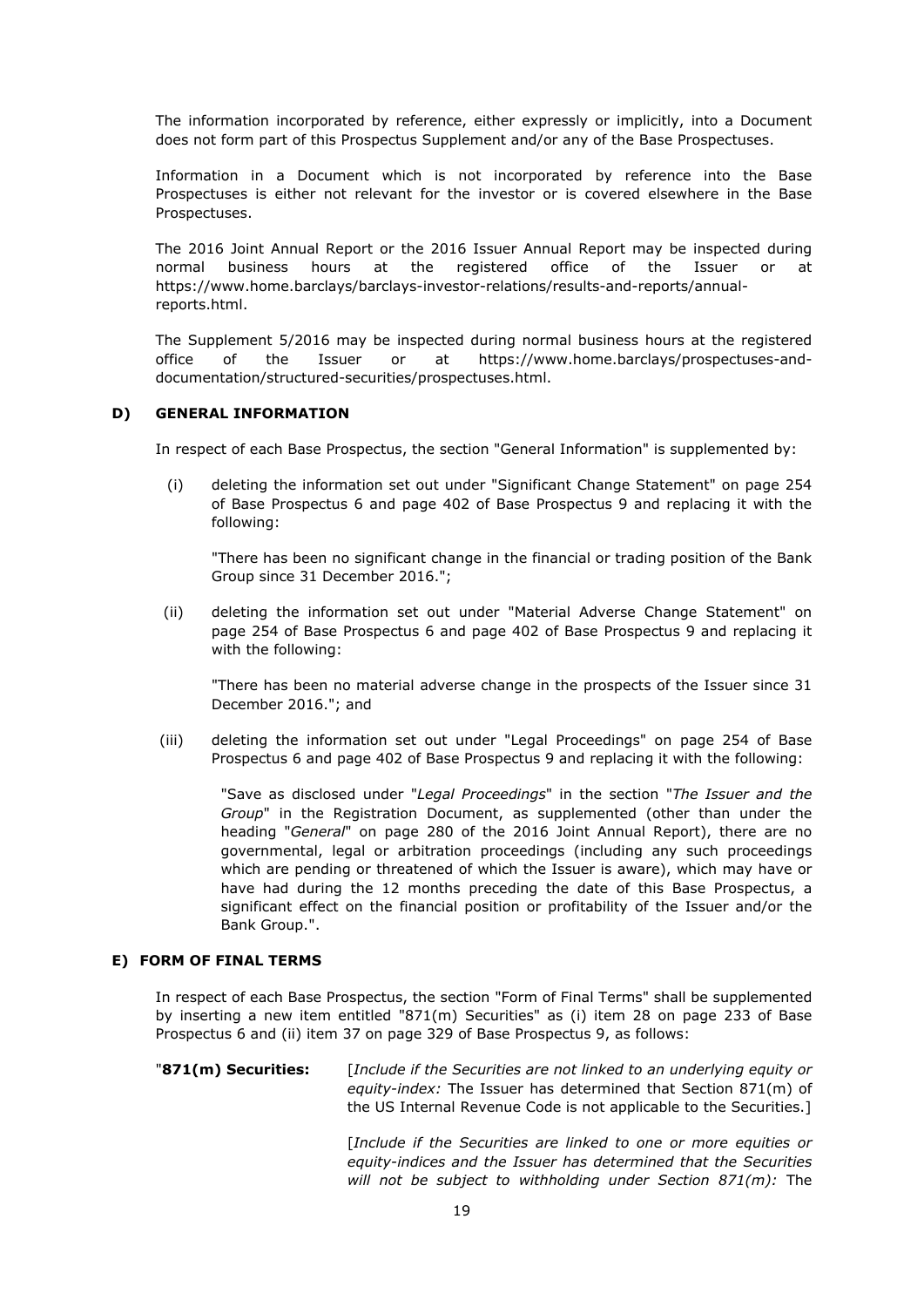The information incorporated by reference, either expressly or implicitly, into a Document does not form part of this Prospectus Supplement and/or any of the Base Prospectuses.

Information in a Document which is not incorporated by reference into the Base Prospectuses is either not relevant for the investor or is covered elsewhere in the Base Prospectuses.

The 2016 Joint Annual Report or the 2016 Issuer Annual Report may be inspected during normal business hours at the registered office of the Issuer or at https://www.home.barclays/barclays-investor-relations/results-and-reports/annual-reports.html.

The Supplement 5/2016 may be inspected during normal business hours at the registered office of the Issuer or at https://www.home.barclays/prospectuses-and-documentation/structured-securities/prospectuses.html.

## D) GENERAL INFORMATION

In respect of each Base Prospectus, the section "General Information" is supplemented by:

(i) deleting the information set out under "Significant Change Statement" on page 254 of Base Prospectus 6 and page 402 of Base Prospectus 9 and replacing it with the following:

"There has been no significant change in the financial or trading position of the Bank Group since 31 December 2016.";

(ii) deleting the information set out under "Material Adverse Change Statement" on page 254 of Base Prospectus 6 and page 402 of Base Prospectus 9 and replacing it with the following:

"There has been no material adverse change in the prospects of the Issuer since 31 December 2016."; and

(iii) deleting the information set out under "Legal Proceedings" on page 254 of Base Prospectus 6 and page 402 of Base Prospectus 9 and replacing it with the following:

"Save as disclosed under "*Legal Proceedings*" in the section "*The Issuer and the Group*" in the Registration Document, as supplemented (other than under the heading "*General*" on page 280 of the 2016 Joint Annual Report), there are no governmental, legal or arbitration proceedings (including any such proceedings which are pending or threatened of which the Issuer is aware), which may have or have had during the 12 months preceding the date of this Base Prospectus, a significant effect on the financial position or profitability of the Issuer and/or the Bank Group.".

## E) FORM OF FINAL TERMS

In respect of each Base Prospectus, the section "Form of Final Terms" shall be supplemented by inserting a new item entitled "871(m) Securities" as (i) item 28 on page 233 of Base Prospectus 6 and (ii) item 37 on page 329 of Base Prospectus 9, as follows:

"**871(m) Securities:** [*Include if the Securities are not linked to an underlying equity or equity-index:* The Issuer has determined that Section 871(m) of the US Internal Revenue Code is not applicable to the Securities.]

[*Include if the Securities are linked to one or more equities or equity-indices and the Issuer has determined that the Securities will not be subject to withholding under Section 871(m):* The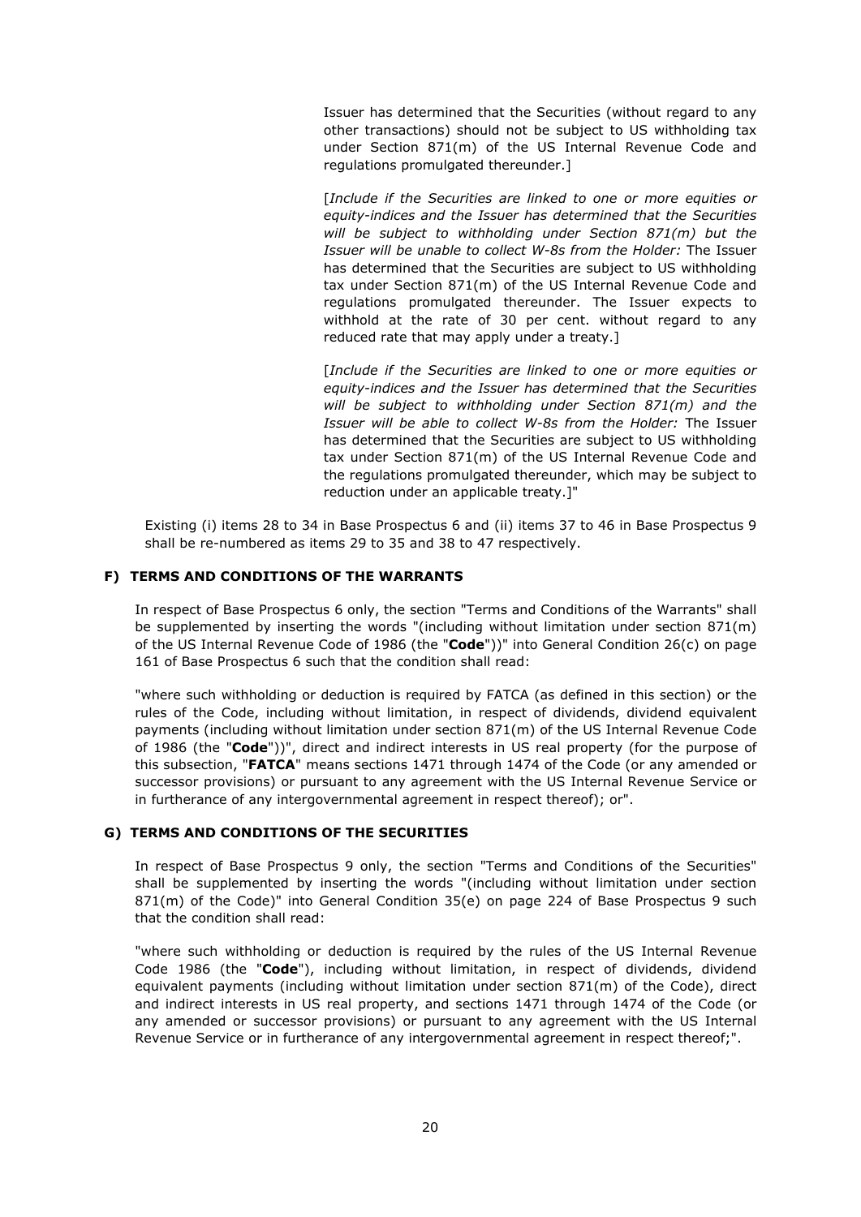Issuer has determined that the Securities (without regard to any other transactions) should not be subject to US withholding tax under Section 871(m) of the US Internal Revenue Code and regulations promulgated thereunder.]

[*Include if the Securities are linked to one or more equities or equity-indices and the Issuer has determined that the Securities will be subject to withholding under Section 871(m) but the Issuer will be unable to collect W-8s from the Holder:* The Issuer has determined that the Securities are subject to US withholding tax under Section 871(m) of the US Internal Revenue Code and regulations promulgated thereunder. The Issuer expects to withhold at the rate of 30 per cent. without regard to any reduced rate that may apply under a treaty.]

[*Include if the Securities are linked to one or more equities or equity-indices and the Issuer has determined that the Securities will be subject to withholding under Section 871(m) and the Issuer will be able to collect W-8s from the Holder:* The Issuer has determined that the Securities are subject to US withholding tax under Section 871(m) of the US Internal Revenue Code and the regulations promulgated thereunder, which may be subject to reduction under an applicable treaty.]"

Existing (i) items 28 to 34 in Base Prospectus 6 and (ii) items 37 to 46 in Base Prospectus 9 shall be re-numbered as items 29 to 35 and 38 to 47 respectively.

### F) TERMS AND CONDITIONS OF THE WARRANTS

In respect of Base Prospectus 6 only, the section "Terms and Conditions of the Warrants" shall be supplemented by inserting the words "(including without limitation under section 871(m) of the US Internal Revenue Code of 1986 (the "**Code**"))" into General Condition 26(c) on page 161 of Base Prospectus 6 such that the condition shall read:

"where such withholding or deduction is required by FATCA (as defined in this section) or the rules of the Code, including without limitation, in respect of dividends, dividend equivalent payments (including without limitation under section 871(m) of the US Internal Revenue Code of 1986 (the "**Code**"))", direct and indirect interests in US real property (for the purpose of this subsection, "**FATCA**" means sections 1471 through 1474 of the Code (or any amended or successor provisions) or pursuant to any agreement with the US Internal Revenue Service or in furtherance of any intergovernmental agreement in respect thereof); or".

### G) TERMS AND CONDITIONS OF THE SECURITIES

In respect of Base Prospectus 9 only, the section "Terms and Conditions of the Securities" shall be supplemented by inserting the words "(including without limitation under section 871(m) of the Code)" into General Condition 35(e) on page 224 of Base Prospectus 9 such that the condition shall read:

"where such withholding or deduction is required by the rules of the US Internal Revenue Code 1986 (the "**Code**"), including without limitation, in respect of dividends, dividend equivalent payments (including without limitation under section 871(m) of the Code), direct and indirect interests in US real property, and sections 1471 through 1474 of the Code (or any amended or successor provisions) or pursuant to any agreement with the US Internal Revenue Service or in furtherance of any intergovernmental agreement in respect thereof;".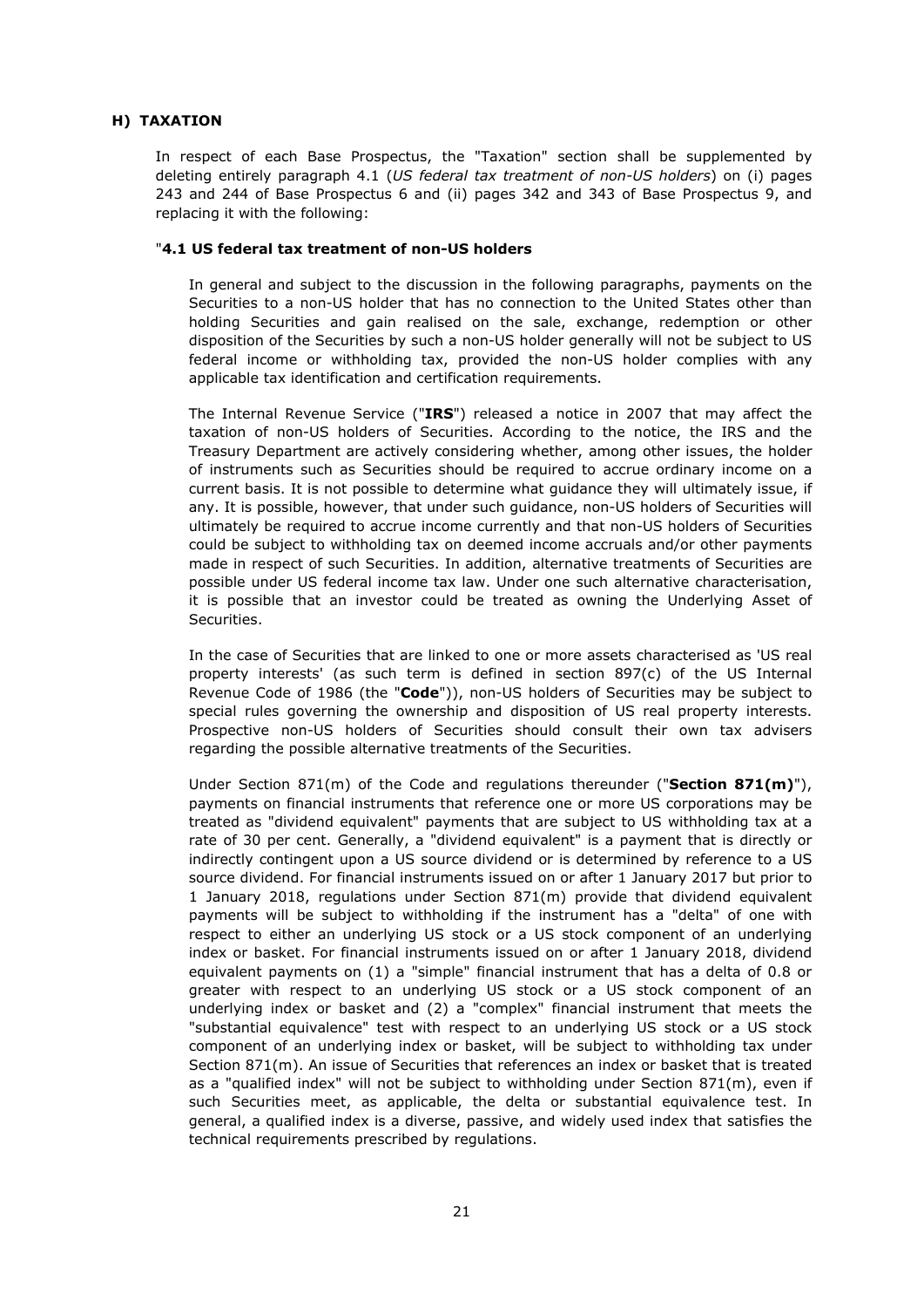## H) TAXATION

In respect of each Base Prospectus, the "Taxation" section shall be supplemented by deleting entirely paragraph 4.1 (*US federal tax treatment of non-US holders*) on (i) pages 243 and 244 of Base Prospectus 6 and (ii) pages 342 and 343 of Base Prospectus 9, and replacing it with the following:

"**4.1 US federal tax treatment of non-US holders**

In general and subject to the discussion in the following paragraphs, payments on the Securities to a non-US holder that has no connection to the United States other than holding Securities and gain realised on the sale, exchange, redemption or other disposition of the Securities by such a non-US holder generally will not be subject to US federal income or withholding tax, provided the non-US holder complies with any applicable tax identification and certification requirements.

The Internal Revenue Service ("**IRS**") released a notice in 2007 that may affect the taxation of non-US holders of Securities. According to the notice, the IRS and the Treasury Department are actively considering whether, among other issues, the holder of instruments such as Securities should be required to accrue ordinary income on a current basis. It is not possible to determine what guidance they will ultimately issue, if any. It is possible, however, that under such guidance, non-US holders of Securities will ultimately be required to accrue income currently and that non-US holders of Securities could be subject to withholding tax on deemed income accruals and/or other payments made in respect of such Securities. In addition, alternative treatments of Securities are possible under US federal income tax law. Under one such alternative characterisation, it is possible that an investor could be treated as owning the Underlying Asset of Securities.

In the case of Securities that are linked to one or more assets characterised as 'US real property interests' (as such term is defined in section 897(c) of the US Internal Revenue Code of 1986 (the "**Code**")), non-US holders of Securities may be subject to special rules governing the ownership and disposition of US real property interests. Prospective non-US holders of Securities should consult their own tax advisers regarding the possible alternative treatments of the Securities.

Under Section 871(m) of the Code and regulations thereunder ("**Section 871(m)**"), payments on financial instruments that reference one or more US corporations may be treated as "dividend equivalent" payments that are subject to US withholding tax at a rate of 30 per cent. Generally, a "dividend equivalent" is a payment that is directly or indirectly contingent upon a US source dividend or is determined by reference to a US source dividend. For financial instruments issued on or after 1 January 2017 but prior to 1 January 2018, regulations under Section 871(m) provide that dividend equivalent payments will be subject to withholding if the instrument has a "delta" of one with respect to either an underlying US stock or a US stock component of an underlying index or basket. For financial instruments issued on or after 1 January 2018, dividend equivalent payments on (1) a "simple" financial instrument that has a delta of 0.8 or greater with respect to an underlying US stock or a US stock component of an underlying index or basket and (2) a "complex" financial instrument that meets the "substantial equivalence" test with respect to an underlying US stock or a US stock component of an underlying index or basket, will be subject to withholding tax under Section 871(m). An issue of Securities that references an index or basket that is treated as a "qualified index" will not be subject to withholding under Section 871(m), even if such Securities meet, as applicable, the delta or substantial equivalence test. In general, a qualified index is a diverse, passive, and widely used index that satisfies the technical requirements prescribed by regulations.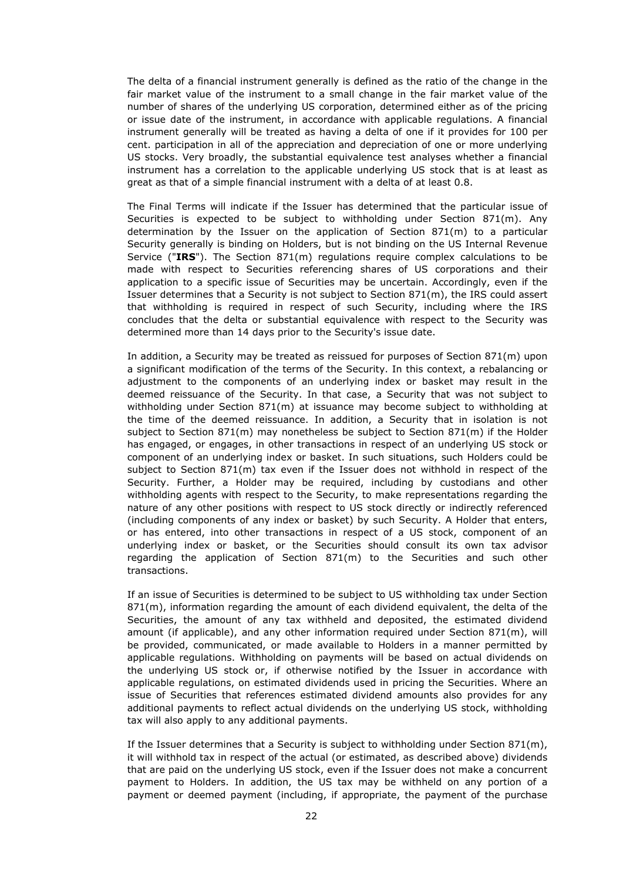The delta of a financial instrument generally is defined as the ratio of the change in the fair market value of the instrument to a small change in the fair market value of the number of shares of the underlying US corporation, determined either as of the pricing or issue date of the instrument, in accordance with applicable regulations. A financial instrument generally will be treated as having a delta of one if it provides for 100 per cent. participation in all of the appreciation and depreciation of one or more underlying US stocks. Very broadly, the substantial equivalence test analyses whether a financial instrument has a correlation to the applicable underlying US stock that is at least as great as that of a simple financial instrument with a delta of at least 0.8.

The Final Terms will indicate if the Issuer has determined that the particular issue of Securities is expected to be subject to withholding under Section 871(m). Any determination by the Issuer on the application of Section 871(m) to a particular Security generally is binding on Holders, but is not binding on the US Internal Revenue Service ("**IRS**"). The Section 871(m) regulations require complex calculations to be made with respect to Securities referencing shares of US corporations and their application to a specific issue of Securities may be uncertain. Accordingly, even if the Issuer determines that a Security is not subject to Section 871(m), the IRS could assert that withholding is required in respect of such Security, including where the IRS concludes that the delta or substantial equivalence with respect to the Security was determined more than 14 days prior to the Security's issue date.

In addition, a Security may be treated as reissued for purposes of Section 871(m) upon a significant modification of the terms of the Security. In this context, a rebalancing or adjustment to the components of an underlying index or basket may result in the deemed reissuance of the Security. In that case, a Security that was not subject to withholding under Section 871(m) at issuance may become subject to withholding at the time of the deemed reissuance. In addition, a Security that in isolation is not subject to Section 871(m) may nonetheless be subject to Section 871(m) if the Holder has engaged, or engages, in other transactions in respect of an underlying US stock or component of an underlying index or basket. In such situations, such Holders could be subject to Section 871(m) tax even if the Issuer does not withhold in respect of the Security. Further, a Holder may be required, including by custodians and other withholding agents with respect to the Security, to make representations regarding the nature of any other positions with respect to US stock directly or indirectly referenced (including components of any index or basket) by such Security. A Holder that enters, or has entered, into other transactions in respect of a US stock, component of an underlying index or basket, or the Securities should consult its own tax advisor regarding the application of Section 871(m) to the Securities and such other transactions.

If an issue of Securities is determined to be subject to US withholding tax under Section 871(m), information regarding the amount of each dividend equivalent, the delta of the Securities, the amount of any tax withheld and deposited, the estimated dividend amount (if applicable), and any other information required under Section 871(m), will be provided, communicated, or made available to Holders in a manner permitted by applicable regulations. Withholding on payments will be based on actual dividends on the underlying US stock or, if otherwise notified by the Issuer in accordance with applicable regulations, on estimated dividends used in pricing the Securities. Where an issue of Securities that references estimated dividend amounts also provides for any additional payments to reflect actual dividends on the underlying US stock, withholding tax will also apply to any additional payments.

If the Issuer determines that a Security is subject to withholding under Section 871(m), it will withhold tax in respect of the actual (or estimated, as described above) dividends that are paid on the underlying US stock, even if the Issuer does not make a concurrent payment to Holders. In addition, the US tax may be withheld on any portion of a payment or deemed payment (including, if appropriate, the payment of the purchase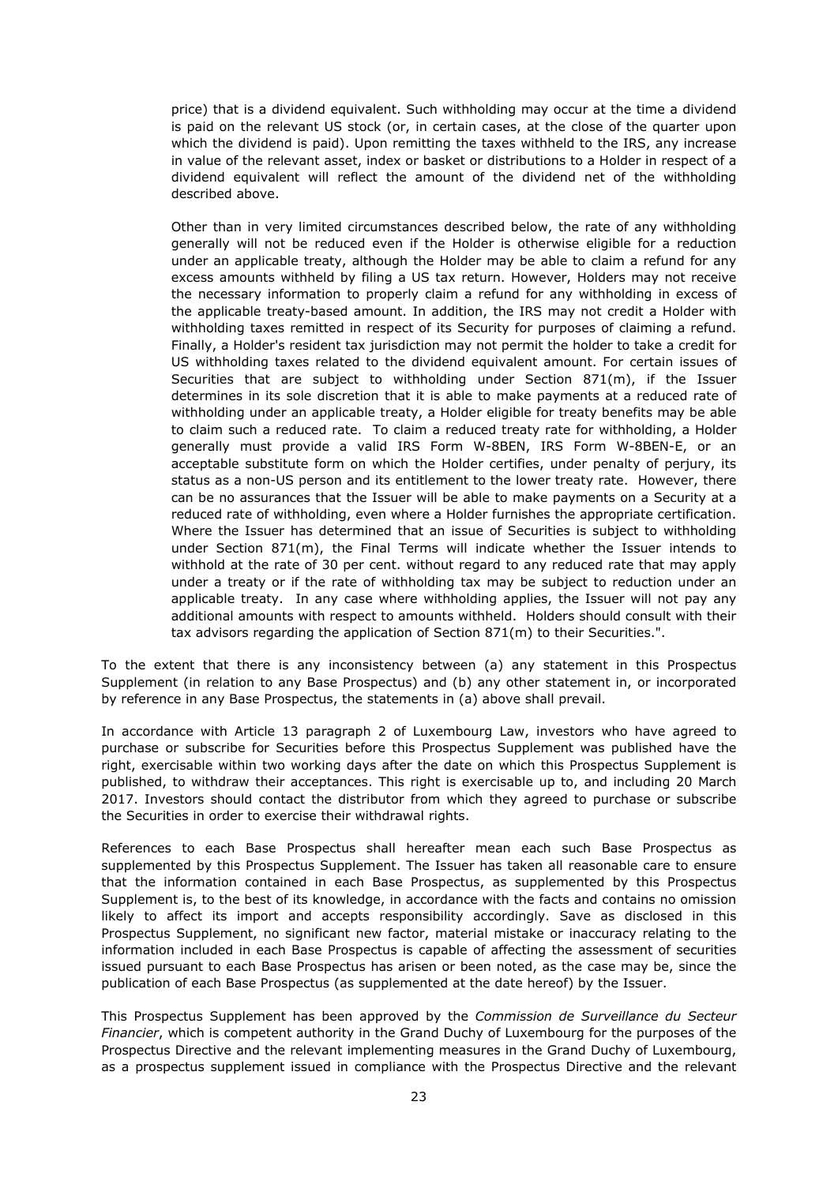price) that is a dividend equivalent. Such withholding may occur at the time a dividend is paid on the relevant US stock (or, in certain cases, at the close of the quarter upon which the dividend is paid). Upon remitting the taxes withheld to the IRS, any increase in value of the relevant asset, index or basket or distributions to a Holder in respect of a dividend equivalent will reflect the amount of the dividend net of the withholding described above.

Other than in very limited circumstances described below, the rate of any withholding generally will not be reduced even if the Holder is otherwise eligible for a reduction under an applicable treaty, although the Holder may be able to claim a refund for any excess amounts withheld by filing a US tax return. However, Holders may not receive the necessary information to properly claim a refund for any withholding in excess of the applicable treaty-based amount. In addition, the IRS may not credit a Holder with withholding taxes remitted in respect of its Security for purposes of claiming a refund. Finally, a Holder's resident tax jurisdiction may not permit the holder to take a credit for US withholding taxes related to the dividend equivalent amount. For certain issues of Securities that are subject to withholding under Section 871(m), if the Issuer determines in its sole discretion that it is able to make payments at a reduced rate of withholding under an applicable treaty, a Holder eligible for treaty benefits may be able to claim such a reduced rate. To claim a reduced treaty rate for withholding, a Holder generally must provide a valid IRS Form W-8BEN, IRS Form W-8BEN-E, or an acceptable substitute form on which the Holder certifies, under penalty of perjury, its status as a non-US person and its entitlement to the lower treaty rate. However, there can be no assurances that the Issuer will be able to make payments on a Security at a reduced rate of withholding, even where a Holder furnishes the appropriate certification. Where the Issuer has determined that an issue of Securities is subject to withholding under Section 871(m), the Final Terms will indicate whether the Issuer intends to withhold at the rate of 30 per cent. without regard to any reduced rate that may apply under a treaty or if the rate of withholding tax may be subject to reduction under an applicable treaty. In any case where withholding applies, the Issuer will not pay any additional amounts with respect to amounts withheld. Holders should consult with their tax advisors regarding the application of Section 871(m) to their Securities.".

To the extent that there is any inconsistency between (a) any statement in this Prospectus Supplement (in relation to any Base Prospectus) and (b) any other statement in, or incorporated by reference in any Base Prospectus, the statements in (a) above shall prevail.

In accordance with Article 13 paragraph 2 of Luxembourg Law, investors who have agreed to purchase or subscribe for Securities before this Prospectus Supplement was published have the right, exercisable within two working days after the date on which this Prospectus Supplement is published, to withdraw their acceptances. This right is exercisable up to, and including 20 March 2017. Investors should contact the distributor from which they agreed to purchase or subscribe the Securities in order to exercise their withdrawal rights.

References to each Base Prospectus shall hereafter mean each such Base Prospectus as supplemented by this Prospectus Supplement. The Issuer has taken all reasonable care to ensure that the information contained in each Base Prospectus, as supplemented by this Prospectus Supplement is, to the best of its knowledge, in accordance with the facts and contains no omission likely to affect its import and accepts responsibility accordingly. Save as disclosed in this Prospectus Supplement, no significant new factor, material mistake or inaccuracy relating to the information included in each Base Prospectus is capable of affecting the assessment of securities issued pursuant to each Base Prospectus has arisen or been noted, as the case may be, since the publication of each Base Prospectus (as supplemented at the date hereof) by the Issuer.

This Prospectus Supplement has been approved by the *Commission de Surveillance du Secteur Financier*, which is competent authority in the Grand Duchy of Luxembourg for the purposes of the Prospectus Directive and the relevant implementing measures in the Grand Duchy of Luxembourg, as a prospectus supplement issued in compliance with the Prospectus Directive and the relevant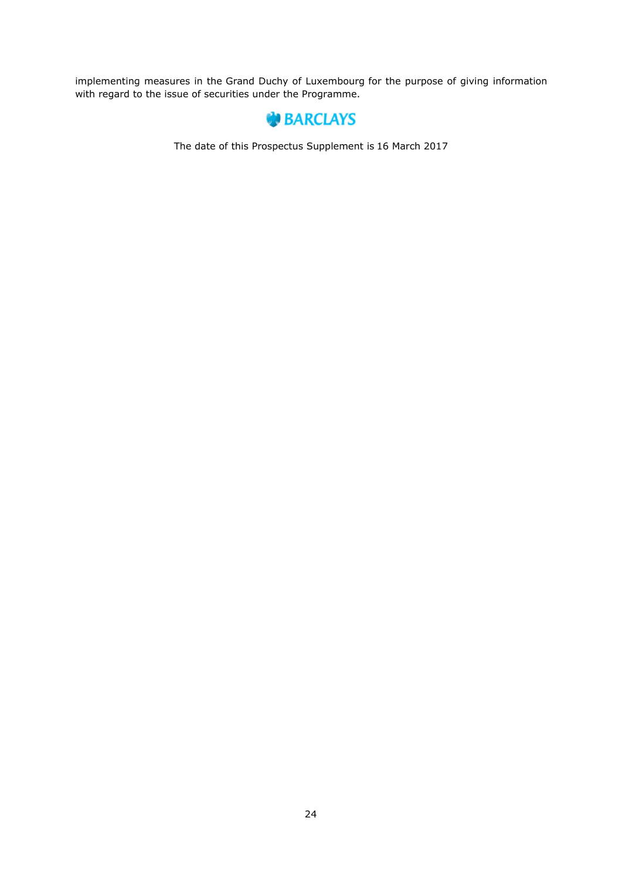implementing measures in the Grand Duchy of Luxembourg for the purpose of giving information with regard to the issue of securities under the Programme.

BARCLAYS

The date of this Prospectus Supplement is 16 March 2017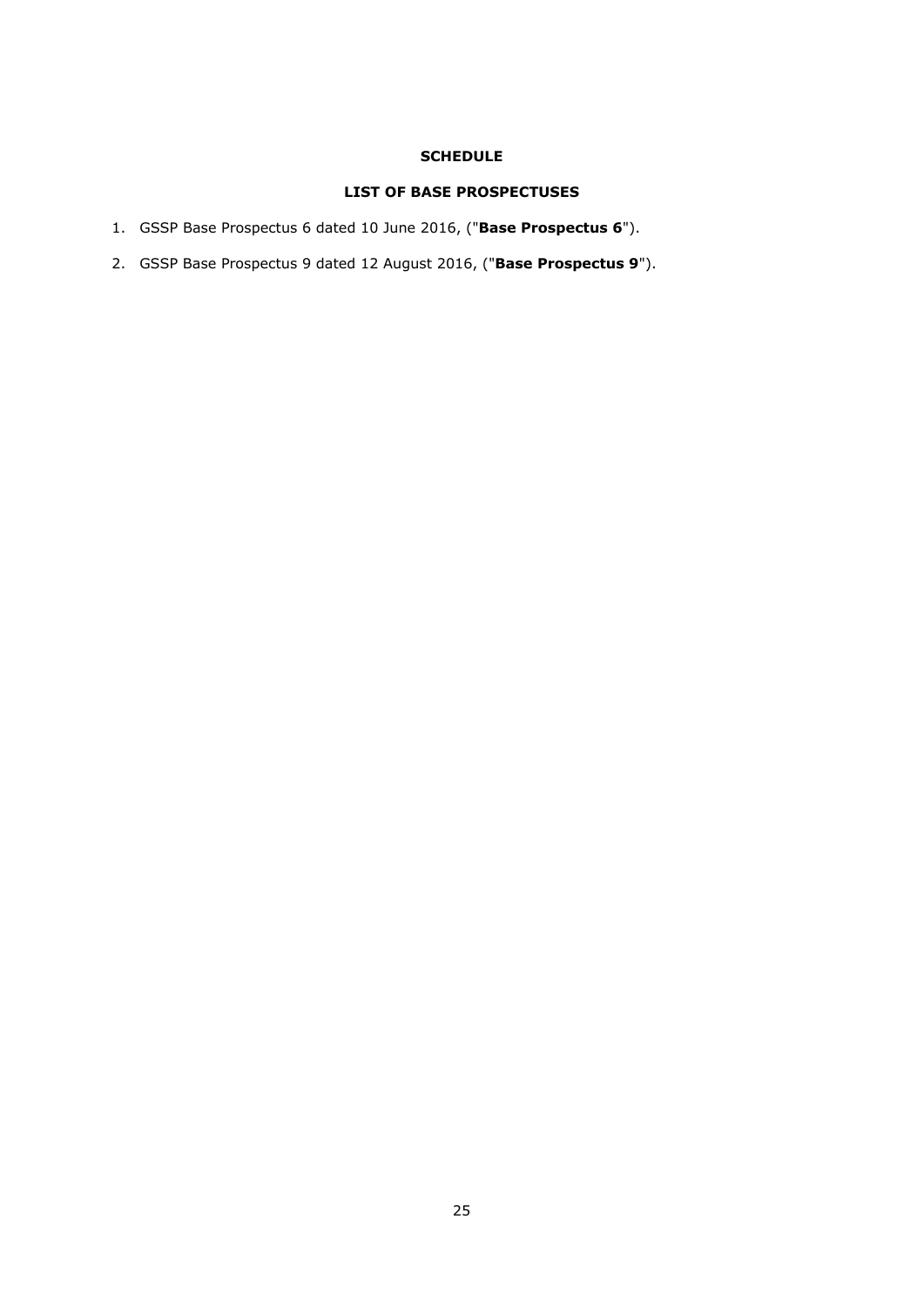## SCHEDULE

## LIST OF BASE PROSPECTUSES

1. GSSP Base Prospectus 6 dated 10 June 2016, ("**Base Prospectus 6**").
2. GSSP Base Prospectus 9 dated 12 August 2016, ("**Base Prospectus 9**").